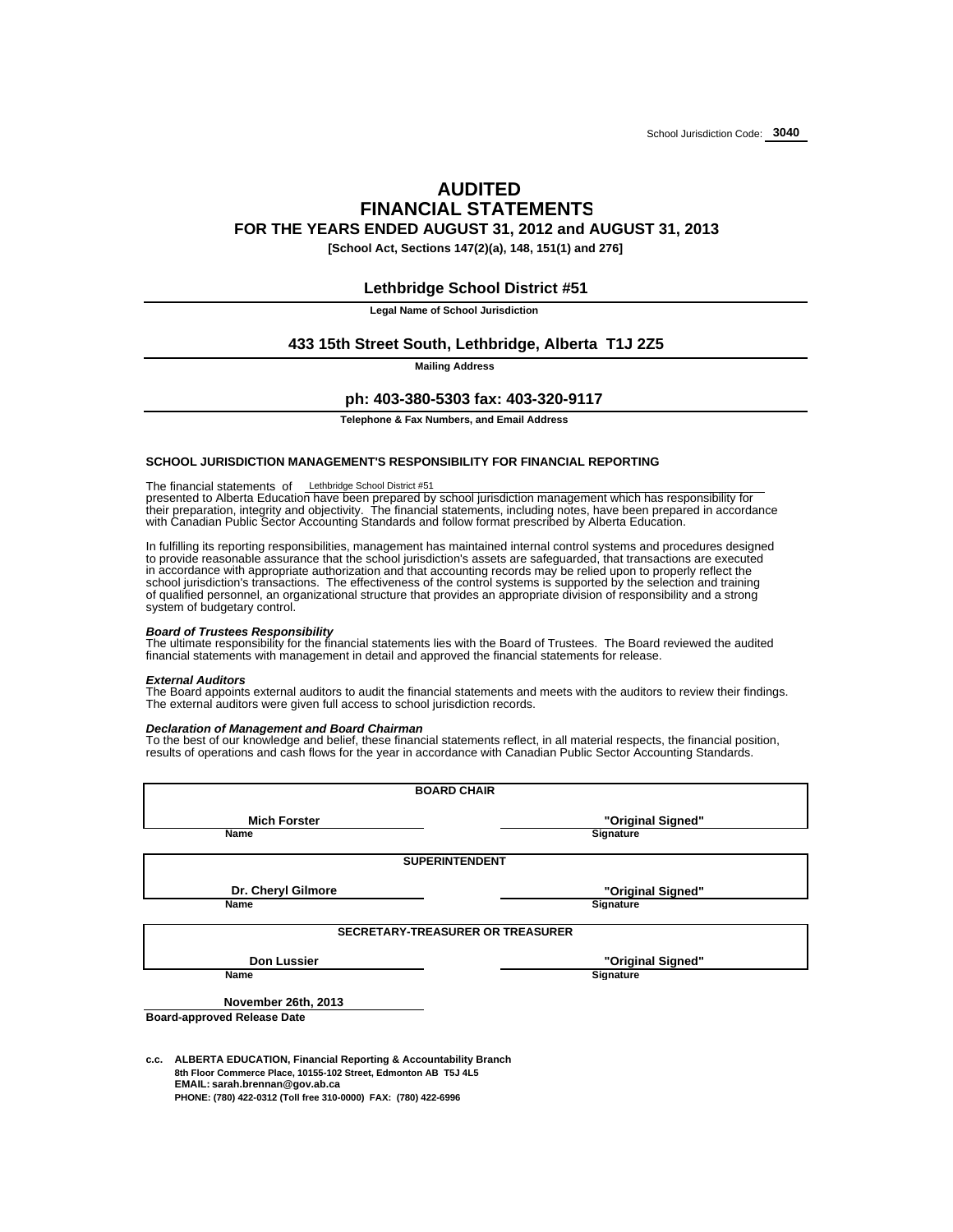School Jurisdiction Code: **3040**

# AUDITED
# FINANCIAL STATEMENTS
## FOR THE YEARS ENDED AUGUST 31, 2012 and AUGUST 31, 2013

**[School Act, Sections 147(2)(a), 148, 151(1) and 276]**

**Lethbridge School District #51**

**Legal Name of School Jurisdiction**

**433 15th Street South, Lethbridge, Alberta T1J 2Z5**

**Mailing Address**

**ph: 403-380-5303 fax: 403-320-9117**

**Telephone & Fax Numbers, and Email Address**

### SCHOOL JURISDICTION MANAGEMENT'S RESPONSIBILITY FOR FINANCIAL REPORTING

The financial statements of Lethbridge School District #51 presented to Alberta Education have been prepared by school jurisdiction management which has responsibility for their preparation, integrity and objectivity. The financial statements, including notes, have been prepared in accordance with Canadian Public Sector Accounting Standards and follow format prescribed by Alberta Education.

In fulfilling its reporting responsibilities, management has maintained internal control systems and procedures designed to provide reasonable assurance that the school jurisdiction's assets are safeguarded, that transactions are executed in accordance with appropriate authorization and that accounting records may be relied upon to properly reflect the school jurisdiction's transactions. The effectiveness of the control systems is supported by the selection and training of qualified personnel, an organizational structure that provides an appropriate division of responsibility and a strong system of budgetary control.

***Board of Trustees Responsibility***
The ultimate responsibility for the financial statements lies with the Board of Trustees. The Board reviewed the audited financial statements with management in detail and approved the financial statements for release.

***External Auditors***
The Board appoints external auditors to audit the financial statements and meets with the auditors to review their findings. The external auditors were given full access to school jurisdiction records.

***Declaration of Management and Board Chairman***
To the best of our knowledge and belief, these financial statements reflect, in all material respects, the financial position, results of operations and cash flows for the year in accordance with Canadian Public Sector Accounting Standards.

**BOARD CHAIR**

| Name | Signature |
|---|---|
| **Mich Forster** | **"Original Signed"** |

**SUPERINTENDENT**

| Name | Signature |
|---|---|
| **Dr. Cheryl Gilmore** | **"Original Signed"** |

**SECRETARY-TREASURER OR TREASURER**

| Name | Signature |
|---|---|
| **Don Lussier** | **"Original Signed"** |

**November 26th, 2013**
**Board-approved Release Date**

**c.c. ALBERTA EDUCATION, Financial Reporting & Accountability Branch**
**8th Floor Commerce Place, 10155-102 Street, Edmonton AB T5J 4L5**
**EMAIL: sarah.brennan@gov.ab.ca**
**PHONE: (780) 422-0312 (Toll free 310-0000) FAX: (780) 422-6996**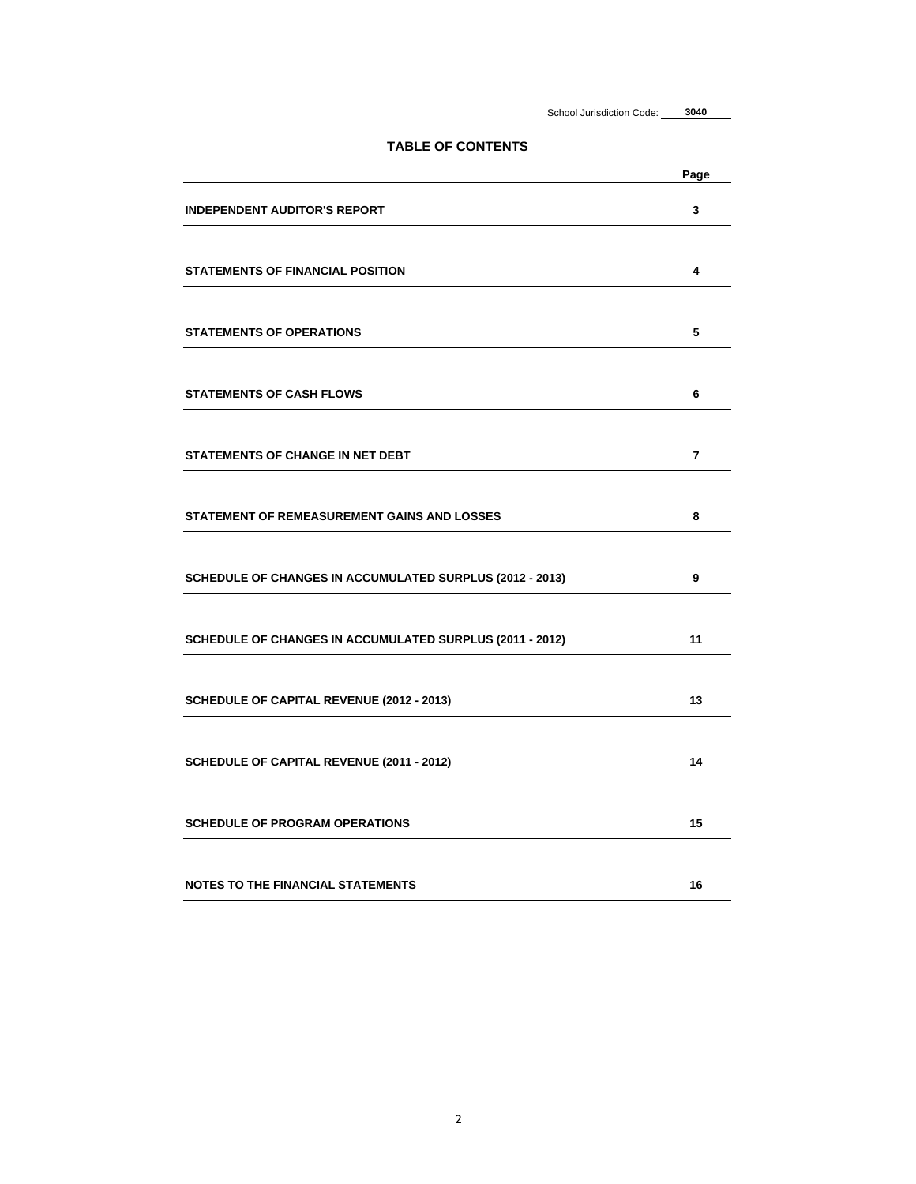School Jurisdiction Code: **3040**

## TABLE OF CONTENTS

| | Page |
|---|---|
| **INDEPENDENT AUDITOR'S REPORT** | **3** |
| **STATEMENTS OF FINANCIAL POSITION** | **4** |
| **STATEMENTS OF OPERATIONS** | **5** |
| **STATEMENTS OF CASH FLOWS** | **6** |
| **STATEMENTS OF CHANGE IN NET DEBT** | **7** |
| **STATEMENT OF REMEASUREMENT GAINS AND LOSSES** | **8** |
| **SCHEDULE OF CHANGES IN ACCUMULATED SURPLUS (2012 - 2013)** | **9** |
| **SCHEDULE OF CHANGES IN ACCUMULATED SURPLUS (2011 - 2012)** | **11** |
| **SCHEDULE OF CAPITAL REVENUE (2012 - 2013)** | **13** |
| **SCHEDULE OF CAPITAL REVENUE (2011 - 2012)** | **14** |
| **SCHEDULE OF PROGRAM OPERATIONS** | **15** |
| **NOTES TO THE FINANCIAL STATEMENTS** | **16** |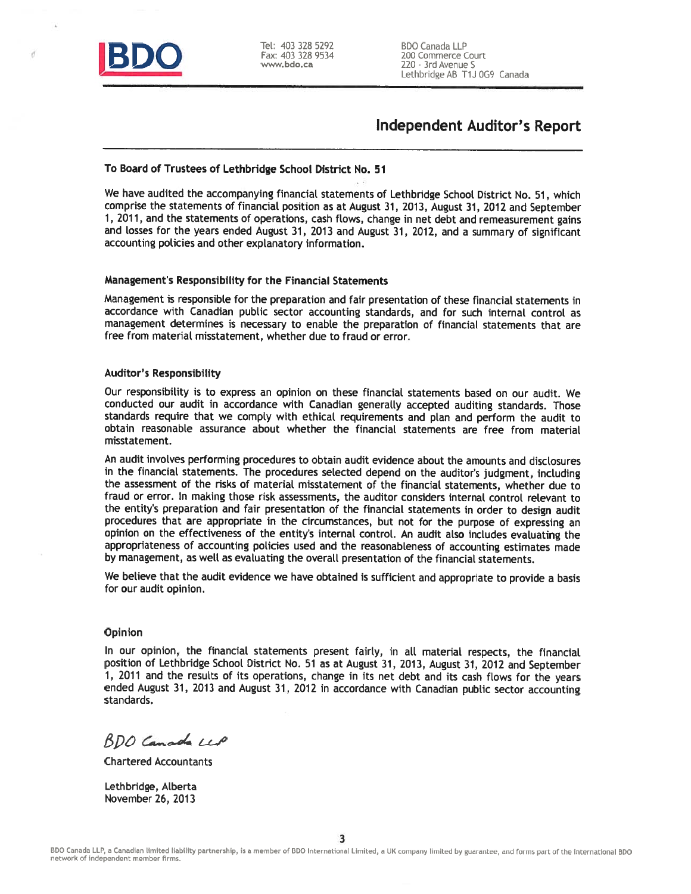BDO

Tel: 403 328 5292
Fax: 403 328 9534
www.bdo.ca

BDO Canada LLP
200 Commerce Court
220 - 3rd Avenue S
Lethbridge AB T1J 0G9 Canada

# Independent Auditor's Report

**To Board of Trustees of Lethbridge School District No. 51**

We have audited the accompanying financial statements of Lethbridge School District No. 51, which comprise the statements of financial position as at August 31, 2013, August 31, 2012 and September 1, 2011, and the statements of operations, cash flows, change in net debt and remeasurement gains and losses for the years ended August 31, 2013 and August 31, 2012, and a summary of significant accounting policies and other explanatory information.

**Management's Responsibility for the Financial Statements**

Management is responsible for the preparation and fair presentation of these financial statements in accordance with Canadian public sector accounting standards, and for such internal control as management determines is necessary to enable the preparation of financial statements that are free from material misstatement, whether due to fraud or error.

**Auditor's Responsibility**

Our responsibility is to express an opinion on these financial statements based on our audit. We conducted our audit in accordance with Canadian generally accepted auditing standards. Those standards require that we comply with ethical requirements and plan and perform the audit to obtain reasonable assurance about whether the financial statements are free from material misstatement.

An audit involves performing procedures to obtain audit evidence about the amounts and disclosures in the financial statements. The procedures selected depend on the auditor's judgment, including the assessment of the risks of material misstatement of the financial statements, whether due to fraud or error. In making those risk assessments, the auditor considers internal control relevant to the entity's preparation and fair presentation of the financial statements in order to design audit procedures that are appropriate in the circumstances, but not for the purpose of expressing an opinion on the effectiveness of the entity's internal control. An audit also includes evaluating the appropriateness of accounting policies used and the reasonableness of accounting estimates made by management, as well as evaluating the overall presentation of the financial statements.

We believe that the audit evidence we have obtained is sufficient and appropriate to provide a basis for our audit opinion.

**Opinion**

In our opinion, the financial statements present fairly, in all material respects, the financial position of Lethbridge School District No. 51 as at August 31, 2013, August 31, 2012 and September 1, 2011 and the results of its operations, change in its net debt and its cash flows for the years ended August 31, 2013 and August 31, 2012 in accordance with Canadian public sector accounting standards.

BDO Canada LLP

Chartered Accountants

Lethbridge, Alberta
November 26, 2013

BDO Canada LLP, a Canadian limited liability partnership, is a member of BDO International Limited, a UK company limited by guarantee, and forms part of the international BDO network of independent member firms.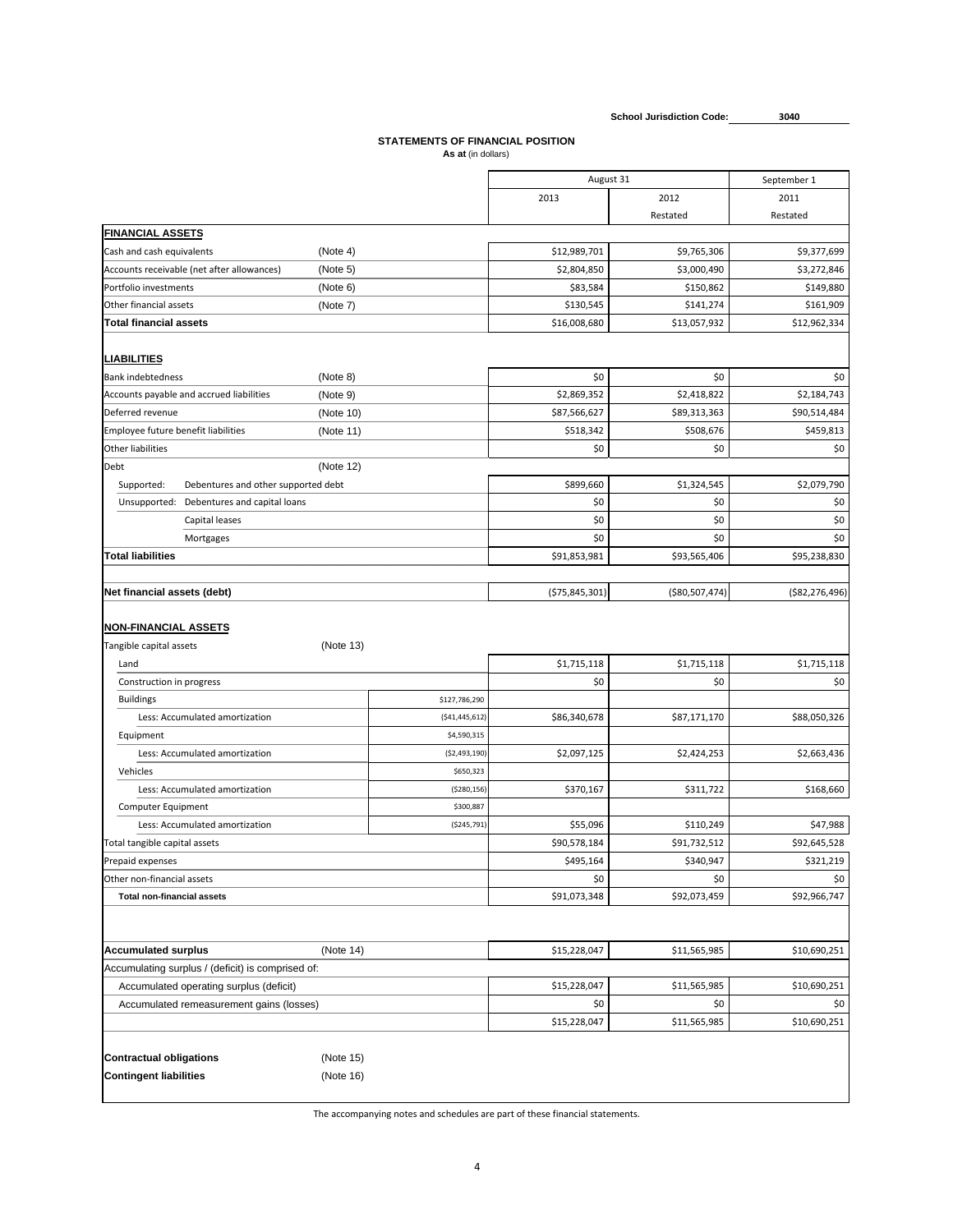School Jurisdiction Code: 3040

## STATEMENTS OF FINANCIAL POSITION

**As at** (in dollars)

| | | | August 31 | | September 1 |
|---|---|---|---|---|---|
| | | | 2013 | 2012 | 2011 |
| | | | | Restated | Restated |
| **FINANCIAL ASSETS** | | | | | |
| Cash and cash equivalents | (Note 4) | | $12,989,701 | $9,765,306 | $9,377,699 |
| Accounts receivable (net after allowances) | (Note 5) | | $2,804,850 | $3,000,490 | $3,272,846 |
| Portfolio investments | (Note 6) | | $83,584 | $150,862 | $149,880 |
| Other financial assets | (Note 7) | | $130,545 | $141,274 | $161,909 |
| **Total financial assets** | | | $16,008,680 | $13,057,932 | $12,962,334 |
| **LIABILITIES** | | | | | |
| Bank indebtedness | (Note 8) | | $0 | $0 | $0 |
| Accounts payable and accrued liabilities | (Note 9) | | $2,869,352 | $2,418,822 | $2,184,743 |
| Deferred revenue | (Note 10) | | $87,566,627 | $89,313,363 | $90,514,484 |
| Employee future benefit liabilities | (Note 11) | | $518,342 | $508,676 | $459,813 |
| Other liabilities | | | $0 | $0 | $0 |
| Debt | (Note 12) | | | | |
| Supported: Debentures and other supported debt | | | $899,660 | $1,324,545 | $2,079,790 |
| Unsupported: Debentures and capital loans | | | $0 | $0 | $0 |
| Capital leases | | | $0 | $0 | $0 |
| Mortgages | | | $0 | $0 | $0 |
| **Total liabilities** | | | $91,853,981 | $93,565,406 | $95,238,830 |
| **Net financial assets (debt)** | | | ($75,845,301) | ($80,507,474) | ($82,276,496) |
| **NON-FINANCIAL ASSETS** | | | | | |
| Tangible capital assets | (Note 13) | | | | |
| Land | | | $1,715,118 | $1,715,118 | $1,715,118 |
| Construction in progress | | | $0 | $0 | $0 |
| Buildings | | $127,786,290 | | | |
| Less: Accumulated amortization | | ($41,445,612) | $86,340,678 | $87,171,170 | $88,050,326 |
| Equipment | | $4,590,315 | | | |
| Less: Accumulated amortization | | ($2,493,190) | $2,097,125 | $2,424,253 | $2,663,436 |
| Vehicles | | $650,323 | | | |
| Less: Accumulated amortization | | ($280,156) | $370,167 | $311,722 | $168,660 |
| Computer Equipment | | $300,887 | | | |
| Less: Accumulated amortization | | ($245,791) | $55,096 | $110,249 | $47,988 |
| Total tangible capital assets | | | $90,578,184 | $91,732,512 | $92,645,528 |
| Prepaid expenses | | | $495,164 | $340,947 | $321,219 |
| Other non-financial assets | | | $0 | $0 | $0 |
| **Total non-financial assets** | | | $91,073,348 | $92,073,459 | $92,966,747 |
| **Accumulated surplus** | (Note 14) | | $15,228,047 | $11,565,985 | $10,690,251 |
| Accumulating surplus / (deficit) is comprised of: | | | | | |
| Accumulated operating surplus (deficit) | | | $15,228,047 | $11,565,985 | $10,690,251 |
| Accumulated remeasurement gains (losses) | | | $0 | $0 | $0 |
| | | | $15,228,047 | $11,565,985 | $10,690,251 |
| **Contractual obligations** | (Note 15) | | | | |
| **Contingent liabilities** | (Note 16) | | | | |

The accompanying notes and schedules are part of these financial statements.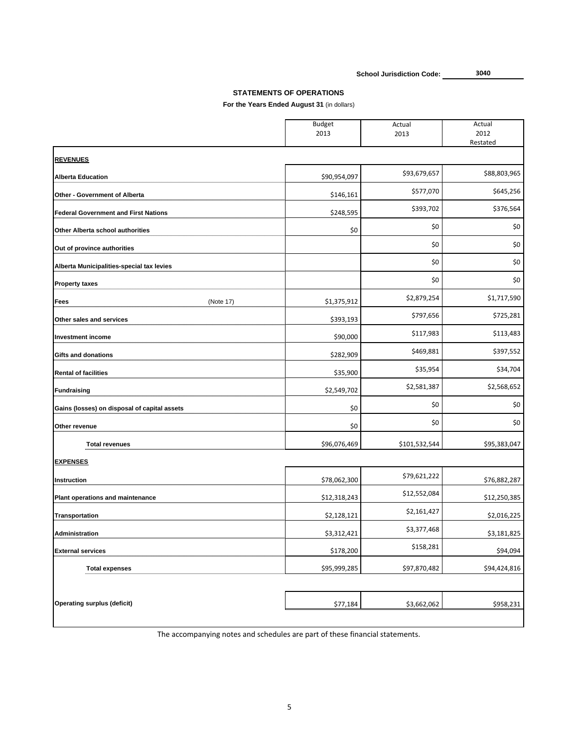School Jurisdiction Code: **3040**

## STATEMENTS OF OPERATIONS

**For the Years Ended August 31** (in dollars)

| | Budget 2013 | Actual 2013 | Actual 2012 Restated |
|---|---|---|---|
| **REVENUES** | | | |
| **Alberta Education** | $90,954,097 | $93,679,657 | $88,803,965 |
| **Other - Government of Alberta** | $146,161 | $577,070 | $645,256 |
| **Federal Government and First Nations** | $248,595 | $393,702 | $376,564 |
| **Other Alberta school authorities** | $0 | $0 | $0 |
| **Out of province authorities** | | $0 | $0 |
| **Alberta Municipalities-special tax levies** | | $0 | $0 |
| **Property taxes** | | $0 | $0 |
| **Fees** (Note 17) | $1,375,912 | $2,879,254 | $1,717,590 |
| **Other sales and services** | $393,193 | $797,656 | $725,281 |
| **Investment income** | $90,000 | $117,983 | $113,483 |
| **Gifts and donations** | $282,909 | $469,881 | $397,552 |
| **Rental of facilities** | $35,900 | $35,954 | $34,704 |
| **Fundraising** | $2,549,702 | $2,581,387 | $2,568,652 |
| **Gains (losses) on disposal of capital assets** | $0 | $0 | $0 |
| **Other revenue** | $0 | $0 | $0 |
| **Total revenues** | $96,076,469 | $101,532,544 | $95,383,047 |
| **EXPENSES** | | | |
| **Instruction** | $78,062,300 | $79,621,222 | $76,882,287 |
| **Plant operations and maintenance** | $12,318,243 | $12,552,084 | $12,250,385 |
| **Transportation** | $2,128,121 | $2,161,427 | $2,016,225 |
| **Administration** | $3,312,421 | $3,377,468 | $3,181,825 |
| **External services** | $178,200 | $158,281 | $94,094 |
| **Total expenses** | $95,999,285 | $97,870,482 | $94,424,816 |
| **Operating surplus (deficit)** | $77,184 | $3,662,062 | $958,231 |

The accompanying notes and schedules are part of these financial statements.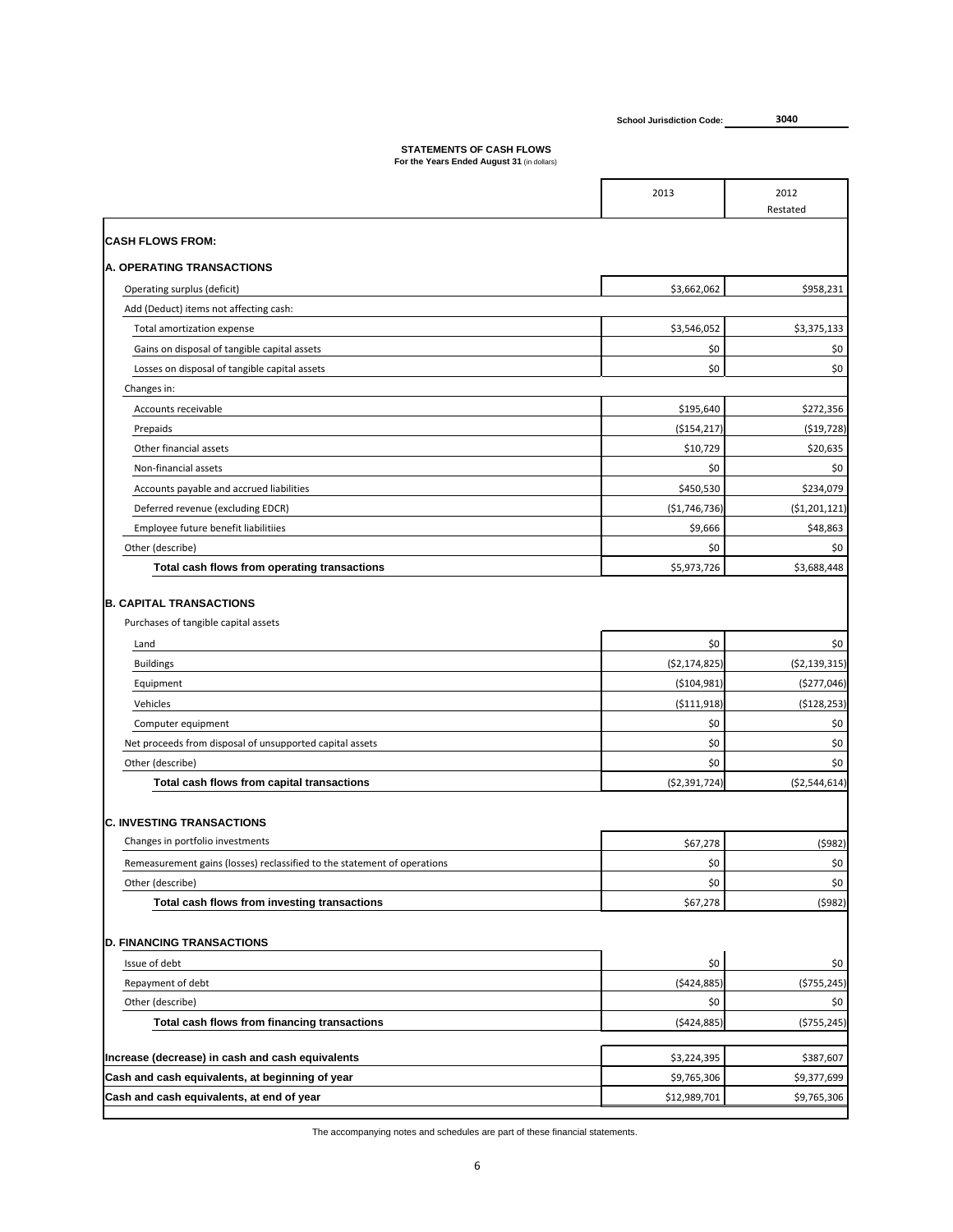School Jurisdiction Code: **3040**

## STATEMENTS OF CASH FLOWS

**For the Years Ended August 31** (in dollars)

| | 2013 | 2012 Restated |
|---|---|---|
| **CASH FLOWS FROM:** | | |
| **A. OPERATING TRANSACTIONS** | | |
| Operating surplus (deficit) | $3,662,062 | $958,231 |
| Add (Deduct) items not affecting cash: | | |
| Total amortization expense | $3,546,052 | $3,375,133 |
| Gains on disposal of tangible capital assets | $0 | $0 |
| Losses on disposal of tangible capital assets | $0 | $0 |
| Changes in: | | |
| Accounts receivable | $195,640 | $272,356 |
| Prepaids | ($154,217) | ($19,728) |
| Other financial assets | $10,729 | $20,635 |
| Non-financial assets | $0 | $0 |
| Accounts payable and accrued liabilities | $450,530 | $234,079 |
| Deferred revenue (excluding EDCR) | ($1,746,736) | ($1,201,121) |
| Employee future benefit liabilitiies | $9,666 | $48,863 |
| Other (describe) | $0 | $0 |
| **Total cash flows from operating transactions** | $5,973,726 | $3,688,448 |
| **B. CAPITAL TRANSACTIONS** | | |
| Purchases of tangible capital assets | | |
| Land | $0 | $0 |
| Buildings | ($2,174,825) | ($2,139,315) |
| Equipment | ($104,981) | ($277,046) |
| Vehicles | ($111,918) | ($128,253) |
| Computer equipment | $0 | $0 |
| Net proceeds from disposal of unsupported capital assets | $0 | $0 |
| Other (describe) | $0 | $0 |
| **Total cash flows from capital transactions** | ($2,391,724) | ($2,544,614) |
| **C. INVESTING TRANSACTIONS** | | |
| Changes in portfolio investments | $67,278 | ($982) |
| Remeasurement gains (losses) reclassified to the statement of operations | $0 | $0 |
| Other (describe) | $0 | $0 |
| **Total cash flows from investing transactions** | $67,278 | ($982) |
| **D. FINANCING TRANSACTIONS** | | |
| Issue of debt | $0 | $0 |
| Repayment of debt | ($424,885) | ($755,245) |
| Other (describe) | $0 | $0 |
| **Total cash flows from financing transactions** | ($424,885) | ($755,245) |
| **Increase (decrease) in cash and cash equivalents** | $3,224,395 | $387,607 |
| **Cash and cash equivalents, at beginning of year** | $9,765,306 | $9,377,699 |
| **Cash and cash equivalents, at end of year** | $12,989,701 | $9,765,306 |

The accompanying notes and schedules are part of these financial statements.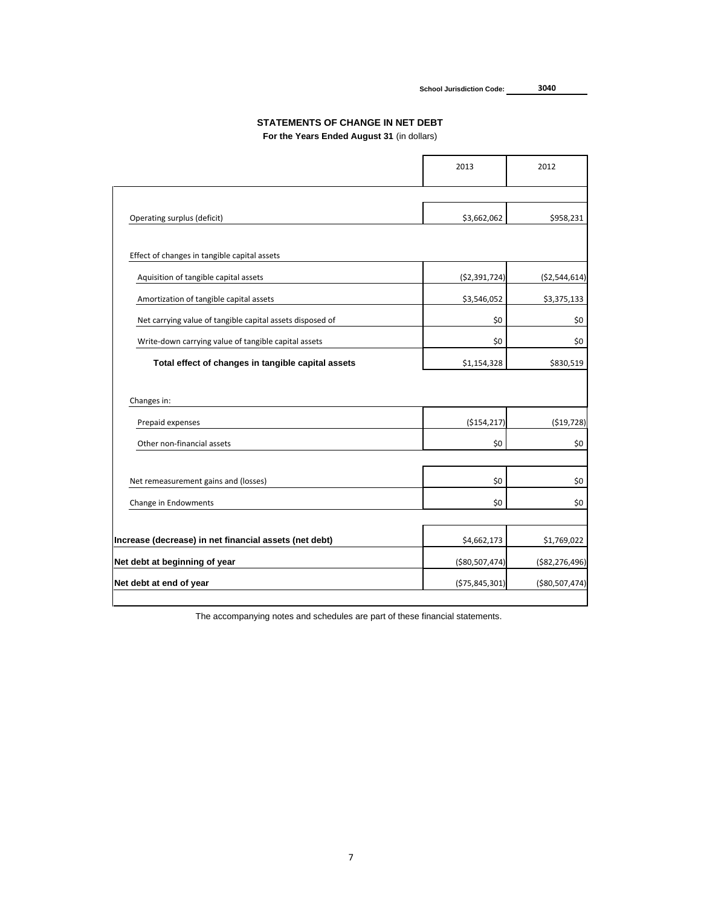School Jurisdiction Code: 3040

## STATEMENTS OF CHANGE IN NET DEBT

**For the Years Ended August 31** (in dollars)

| | 2013 | 2012 |
|---|---|---|
| Operating surplus (deficit) | $3,662,062 | $958,231 |
| Effect of changes in tangible capital assets | | |
| Aquisition of tangible capital assets | ($2,391,724) | ($2,544,614) |
| Amortization of tangible capital assets | $3,546,052 | $3,375,133 |
| Net carrying value of tangible capital assets disposed of | $0 | $0 |
| Write-down carrying value of tangible capital assets | $0 | $0 |
| **Total effect of changes in tangible capital assets** | $1,154,328 | $830,519 |
| Changes in: | | |
| Prepaid expenses | ($154,217) | ($19,728) |
| Other non-financial assets | $0 | $0 |
| Net remeasurement gains and (losses) | $0 | $0 |
| Change in Endowments | $0 | $0 |
| **Increase (decrease) in net financial assets (net debt)** | $4,662,173 | $1,769,022 |
| **Net debt at beginning of year** | ($80,507,474) | ($82,276,496) |
| **Net debt at end of year** | ($75,845,301) | ($80,507,474) |

The accompanying notes and schedules are part of these financial statements.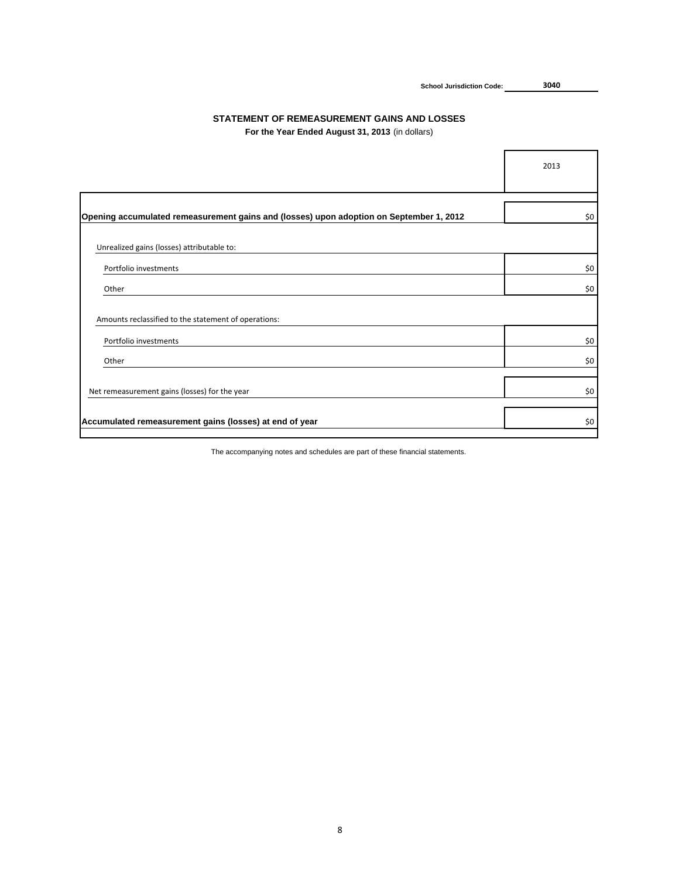School Jurisdiction Code: **3040**

## STATEMENT OF REMEASUREMENT GAINS AND LOSSES

**For the Year Ended August 31, 2013** (in dollars)

| | 2013 |
|---|---|
| **Opening accumulated remeasurement gains and (losses) upon adoption on September 1, 2012** | $0 |
| Unrealized gains (losses) attributable to: | |
| Portfolio investments | $0 |
| Other | $0 |
| Amounts reclassified to the statement of operations: | |
| Portfolio investments | $0 |
| Other | $0 |
| Net remeasurement gains (losses) for the year | $0 |
| **Accumulated remeasurement gains (losses) at end of year** | $0 |

The accompanying notes and schedules are part of these financial statements.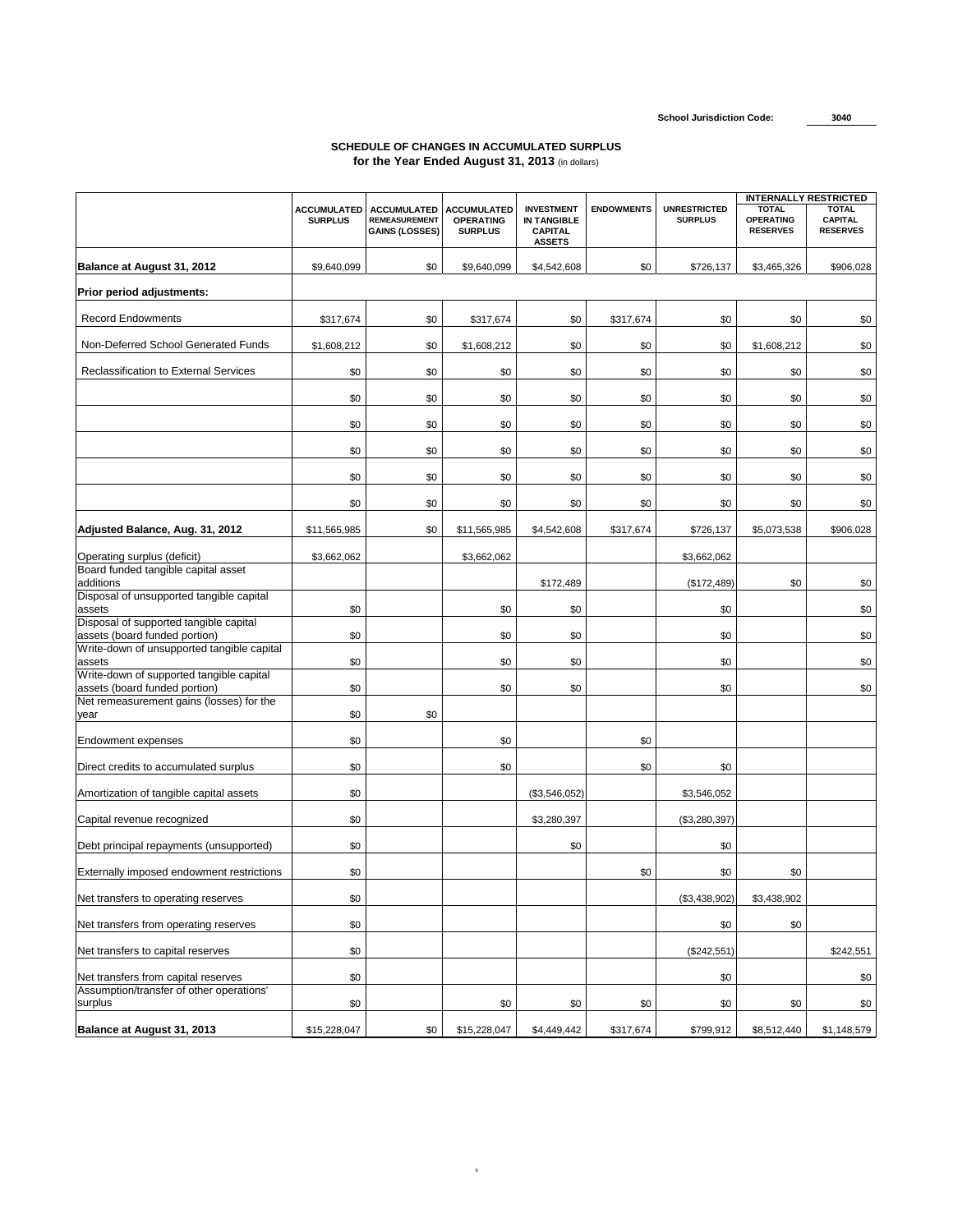School Jurisdiction Code: 3040

## SCHEDULE OF CHANGES IN ACCUMULATED SURPLUS
**for the Year Ended August 31, 2013** (in dollars)

| | ACCUMULATED SURPLUS | ACCUMULATED REMEASUREMENT GAINS (LOSSES) | ACCUMULATED OPERATING SURPLUS | INVESTMENT IN TANGIBLE CAPITAL ASSETS | ENDOWMENTS | UNRESTRICTED SURPLUS | INTERNALLY RESTRICTED | |
|---|---|---|---|---|---|---|---|---|
| | | | | | | | TOTAL OPERATING RESERVES | TOTAL CAPITAL RESERVES |
| **Balance at August 31, 2012** | $9,640,099 | $0 | $9,640,099 | $4,542,608 | $0 | $726,137 | $3,465,326 | $906,028 |
| **Prior period adjustments:** | | | | | | | | |
| Record Endowments | $317,674 | $0 | $317,674 | $0 | $317,674 | $0 | $0 | $0 |
| Non-Deferred School Generated Funds | $1,608,212 | $0 | $1,608,212 | $0 | $0 | $0 | $1,608,212 | $0 |
| Reclassification to External Services | $0 | $0 | $0 | $0 | $0 | $0 | $0 | $0 |
| | $0 | $0 | $0 | $0 | $0 | $0 | $0 | $0 |
| | $0 | $0 | $0 | $0 | $0 | $0 | $0 | $0 |
| | $0 | $0 | $0 | $0 | $0 | $0 | $0 | $0 |
| | $0 | $0 | $0 | $0 | $0 | $0 | $0 | $0 |
| | $0 | $0 | $0 | $0 | $0 | $0 | $0 | $0 |
| **Adjusted Balance, Aug. 31, 2012** | $11,565,985 | $0 | $11,565,985 | $4,542,608 | $317,674 | $726,137 | $5,073,538 | $906,028 |
| Operating surplus (deficit) | $3,662,062 | | $3,662,062 | | | $3,662,062 | | |
| Board funded tangible capital asset additions | | | | $172,489 | | ($172,489) | $0 | $0 |
| Disposal of unsupported tangible capital assets | $0 | | $0 | $0 | | $0 | | $0 |
| Disposal of supported tangible capital assets (board funded portion) | $0 | | $0 | $0 | | $0 | | $0 |
| Write-down of unsupported tangible capital assets | $0 | | $0 | $0 | | $0 | | $0 |
| Write-down of supported tangible capital assets (board funded portion) | $0 | | $0 | $0 | | $0 | | $0 |
| Net remeasurement gains (losses) for the year | $0 | $0 | | | | | | |
| Endowment expenses | $0 | | $0 | | $0 | | | |
| Direct credits to accumulated surplus | $0 | | $0 | | $0 | $0 | | |
| Amortization of tangible capital assets | $0 | | | ($3,546,052) | | $3,546,052 | | |
| Capital revenue recognized | $0 | | | $3,280,397 | | ($3,280,397) | | |
| Debt principal repayments (unsupported) | $0 | | | $0 | | $0 | | |
| Externally imposed endowment restrictions | $0 | | | | $0 | $0 | $0 | |
| Net transfers to operating reserves | $0 | | | | | ($3,438,902) | $3,438,902 | |
| Net transfers from operating reserves | $0 | | | | | $0 | $0 | |
| Net transfers to capital reserves | $0 | | | | | ($242,551) | | $242,551 |
| Net transfers from capital reserves | $0 | | | | | $0 | | $0 |
| Assumption/transfer of other operations' surplus | $0 | | $0 | $0 | $0 | $0 | $0 | $0 |
| **Balance at August 31, 2013** | $15,228,047 | $0 | $15,228,047 | $4,449,442 | $317,674 | $799,912 | $8,512,440 | $1,148,579 |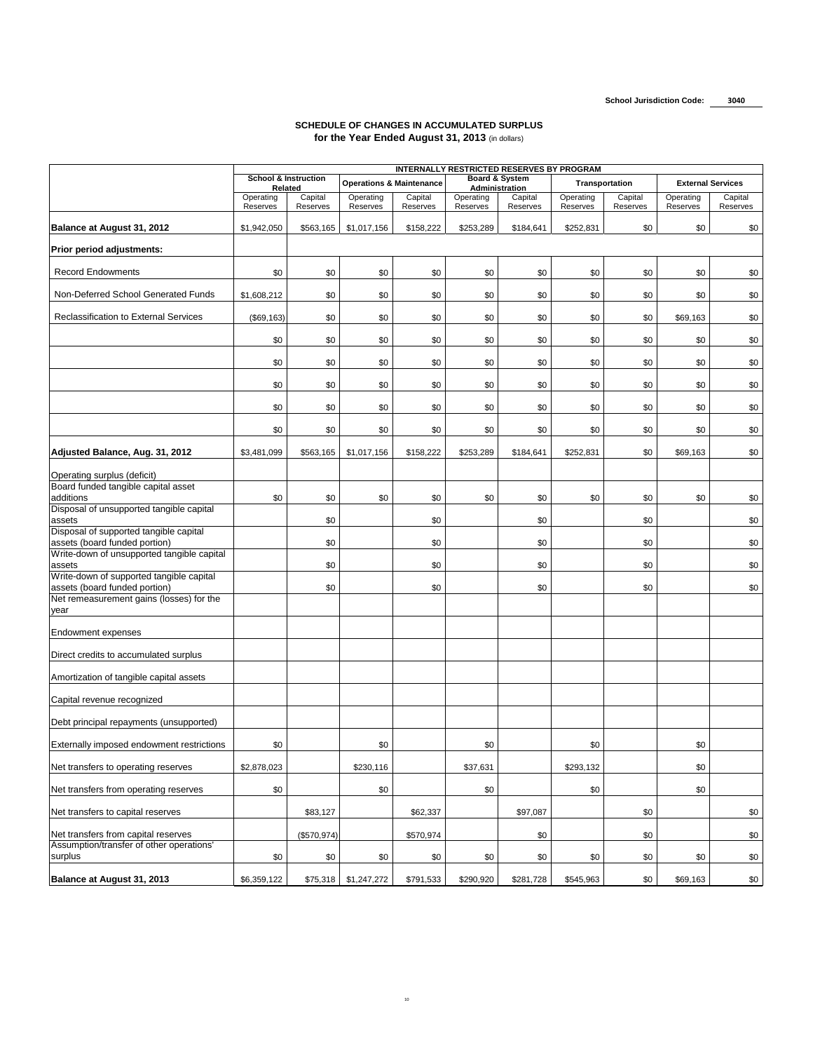School Jurisdiction Code: 3040

## SCHEDULE OF CHANGES IN ACCUMULATED SURPLUS
**for the Year Ended August 31, 2013** (in dollars)

| | INTERNALLY RESTRICTED RESERVES BY PROGRAM | | | | | | | | | |
|---|---|---|---|---|---|---|---|---|---|---|
| | School & Instruction Related | | Operations & Maintenance | | Board & System Administration | | Transportation | | External Services | |
| | Operating Reserves | Capital Reserves | Operating Reserves | Capital Reserves | Operating Reserves | Capital Reserves | Operating Reserves | Capital Reserves | Operating Reserves | Capital Reserves |
| **Balance at August 31, 2012** | $1,942,050 | $563,165 | $1,017,156 | $158,222 | $253,289 | $184,641 | $252,831 | $0 | $0 | $0 |
| **Prior period adjustments:** | | | | | | | | | | |
| Record Endowments | $0 | $0 | $0 | $0 | $0 | $0 | $0 | $0 | $0 | $0 |
| Non-Deferred School Generated Funds | $1,608,212 | $0 | $0 | $0 | $0 | $0 | $0 | $0 | $0 | $0 |
| Reclassification to External Services | ($69,163) | $0 | $0 | $0 | $0 | $0 | $0 | $0 | $69,163 | $0 |
| | $0 | $0 | $0 | $0 | $0 | $0 | $0 | $0 | $0 | $0 |
| | $0 | $0 | $0 | $0 | $0 | $0 | $0 | $0 | $0 | $0 |
| | $0 | $0 | $0 | $0 | $0 | $0 | $0 | $0 | $0 | $0 |
| | $0 | $0 | $0 | $0 | $0 | $0 | $0 | $0 | $0 | $0 |
| | $0 | $0 | $0 | $0 | $0 | $0 | $0 | $0 | $0 | $0 |
| **Adjusted Balance, Aug. 31, 2012** | $3,481,099 | $563,165 | $1,017,156 | $158,222 | $253,289 | $184,641 | $252,831 | $0 | $69,163 | $0 |
| Operating surplus (deficit) | | | | | | | | | | |
| Board funded tangible capital asset additions | $0 | $0 | $0 | $0 | $0 | $0 | $0 | $0 | $0 | $0 |
| Disposal of unsupported tangible capital assets | | $0 | | $0 | | $0 | | $0 | | $0 |
| Disposal of supported tangible capital assets (board funded portion) | | $0 | | $0 | | $0 | | $0 | | $0 |
| Write-down of unsupported tangible capital assets | | $0 | | $0 | | $0 | | $0 | | $0 |
| Write-down of supported tangible capital assets (board funded portion) | | $0 | | $0 | | $0 | | $0 | | $0 |
| Net remeasurement gains (losses) for the year | | | | | | | | | | |
| Endowment expenses | | | | | | | | | | |
| Direct credits to accumulated surplus | | | | | | | | | | |
| Amortization of tangible capital assets | | | | | | | | | | |
| Capital revenue recognized | | | | | | | | | | |
| Debt principal repayments (unsupported) | | | | | | | | | | |
| Externally imposed endowment restrictions | $0 | | $0 | | $0 | | $0 | | $0 | |
| Net transfers to operating reserves | $2,878,023 | | $230,116 | | $37,631 | | $293,132 | | $0 | |
| Net transfers from operating reserves | $0 | | $0 | | $0 | | $0 | | $0 | |
| Net transfers to capital reserves | | $83,127 | | $62,337 | | $97,087 | | $0 | | $0 |
| Net transfers from capital reserves | | ($570,974) | | $570,974 | | $0 | | $0 | | $0 |
| Assumption/transfer of other operations' surplus | $0 | $0 | $0 | $0 | $0 | $0 | $0 | $0 | $0 | $0 |
| **Balance at August 31, 2013** | $6,359,122 | $75,318 | $1,247,272 | $791,533 | $290,920 | $281,728 | $545,963 | $0 | $69,163 | $0 |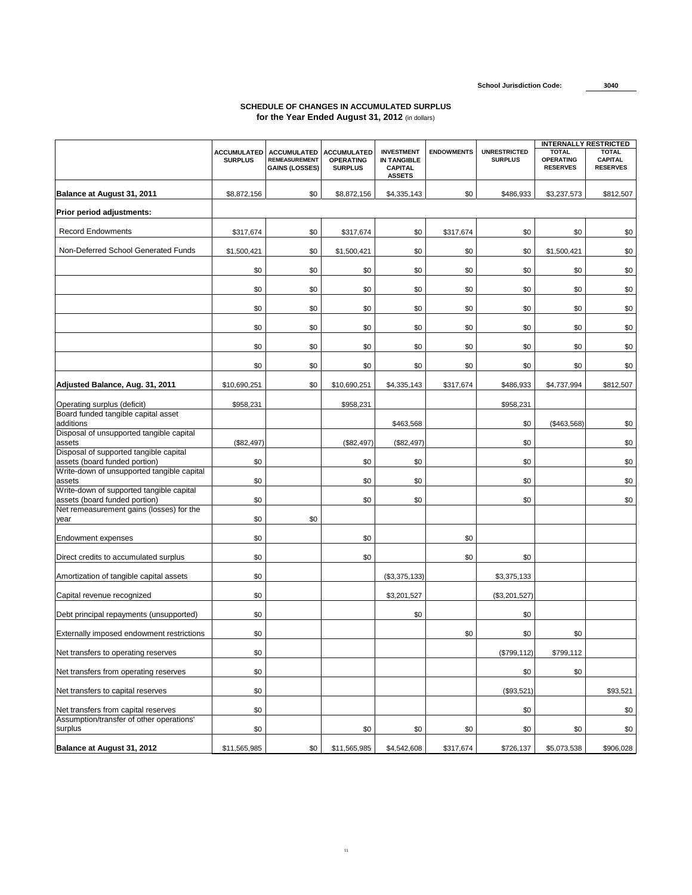School Jurisdiction Code: **3040**

## SCHEDULE OF CHANGES IN ACCUMULATED SURPLUS
### for the Year Ended August 31, 2012 (in dollars)

| | ACCUMULATED SURPLUS | ACCUMULATED REMEASUREMENT GAINS (LOSSES) | ACCUMULATED OPERATING SURPLUS | INVESTMENT IN TANGIBLE CAPITAL ASSETS | ENDOWMENTS | UNRESTRICTED SURPLUS | INTERNALLY RESTRICTED | |
|---|---|---|---|---|---|---|---|---|
| | | | | | | | TOTAL OPERATING RESERVES | TOTAL CAPITAL RESERVES |
| **Balance at August 31, 2011** | $8,872,156 | $0 | $8,872,156 | $4,335,143 | $0 | $486,933 | $3,237,573 | $812,507 |
| **Prior period adjustments:** | | | | | | | | |
| Record Endowments | $317,674 | $0 | $317,674 | $0 | $317,674 | $0 | $0 | $0 |
| Non-Deferred School Generated Funds | $1,500,421 | $0 | $1,500,421 | $0 | $0 | $0 | $1,500,421 | $0 |
| | $0 | $0 | $0 | $0 | $0 | $0 | $0 | $0 |
| | $0 | $0 | $0 | $0 | $0 | $0 | $0 | $0 |
| | $0 | $0 | $0 | $0 | $0 | $0 | $0 | $0 |
| | $0 | $0 | $0 | $0 | $0 | $0 | $0 | $0 |
| | $0 | $0 | $0 | $0 | $0 | $0 | $0 | $0 |
| | $0 | $0 | $0 | $0 | $0 | $0 | $0 | $0 |
| **Adjusted Balance, Aug. 31, 2011** | $10,690,251 | $0 | $10,690,251 | $4,335,143 | $317,674 | $486,933 | $4,737,994 | $812,507 |
| Operating surplus (deficit) | $958,231 | | $958,231 | | | $958,231 | | |
| Board funded tangible capital asset additions | | | | $463,568 | | $0 | ($463,568) | $0 |
| Disposal of unsupported tangible capital assets | ($82,497) | | ($82,497) | ($82,497) | | $0 | | $0 |
| Disposal of supported tangible capital assets (board funded portion) | $0 | | $0 | $0 | | $0 | | $0 |
| Write-down of unsupported tangible capital assets | $0 | | $0 | $0 | | $0 | | $0 |
| Write-down of supported tangible capital assets (board funded portion) | $0 | | $0 | $0 | | $0 | | $0 |
| Net remeasurement gains (losses) for the year | $0 | $0 | | | | | | |
| Endowment expenses | $0 | | $0 | | $0 | | | |
| Direct credits to accumulated surplus | $0 | | $0 | | $0 | $0 | | |
| Amortization of tangible capital assets | $0 | | | ($3,375,133) | | $3,375,133 | | |
| Capital revenue recognized | $0 | | | $3,201,527 | | ($3,201,527) | | |
| Debt principal repayments (unsupported) | $0 | | | $0 | | $0 | | |
| Externally imposed endowment restrictions | $0 | | | | $0 | $0 | $0 | |
| Net transfers to operating reserves | $0 | | | | | ($799,112) | $799,112 | |
| Net transfers from operating reserves | $0 | | | | | $0 | $0 | |
| Net transfers to capital reserves | $0 | | | | | ($93,521) | | $93,521 |
| Net transfers from capital reserves | $0 | | | | | $0 | | $0 |
| Assumption/transfer of other operations' surplus | $0 | | $0 | $0 | $0 | $0 | $0 | $0 |
| **Balance at August 31, 2012** | $11,565,985 | $0 | $11,565,985 | $4,542,608 | $317,674 | $726,137 | $5,073,538 | $906,028 |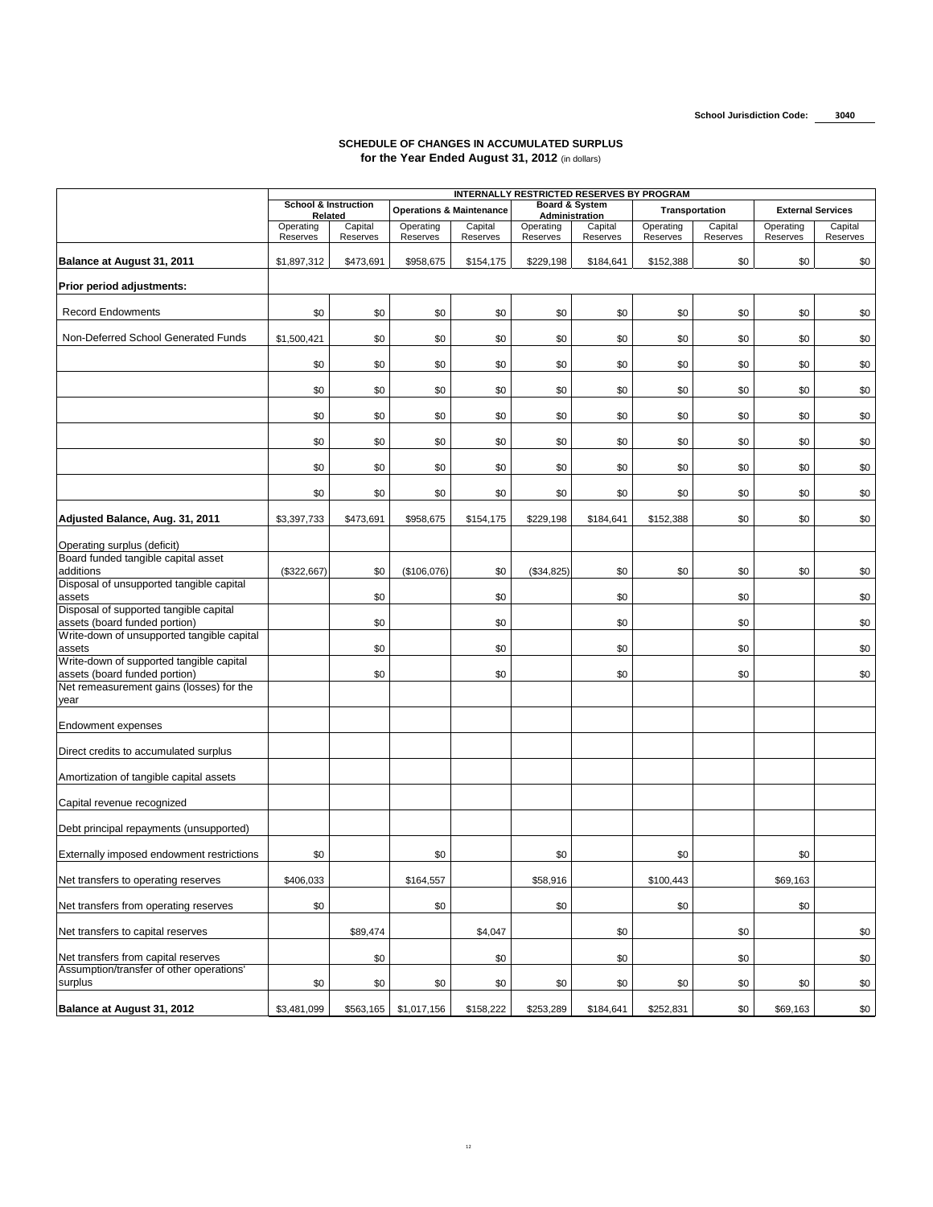School Jurisdiction Code: 3040

## SCHEDULE OF CHANGES IN ACCUMULATED SURPLUS
### for the Year Ended August 31, 2012 (in dollars)

| | INTERNALLY RESTRICTED RESERVES BY PROGRAM | | | | | | | | | |
|---|---|---|---|---|---|---|---|---|---|---|
| | School & Instruction Related | | Operations & Maintenance | | Board & System Administration | | Transportation | | External Services | |
| | Operating Reserves | Capital Reserves | Operating Reserves | Capital Reserves | Operating Reserves | Capital Reserves | Operating Reserves | Capital Reserves | Operating Reserves | Capital Reserves |
| **Balance at August 31, 2011** | $1,897,312 | $473,691 | $958,675 | $154,175 | $229,198 | $184,641 | $152,388 | $0 | $0 | $0 |
| **Prior period adjustments:** | | | | | | | | | | |
| Record Endowments | $0 | $0 | $0 | $0 | $0 | $0 | $0 | $0 | $0 | $0 |
| Non-Deferred School Generated Funds | $1,500,421 | $0 | $0 | $0 | $0 | $0 | $0 | $0 | $0 | $0 |
| | $0 | $0 | $0 | $0 | $0 | $0 | $0 | $0 | $0 | $0 |
| | $0 | $0 | $0 | $0 | $0 | $0 | $0 | $0 | $0 | $0 |
| | $0 | $0 | $0 | $0 | $0 | $0 | $0 | $0 | $0 | $0 |
| | $0 | $0 | $0 | $0 | $0 | $0 | $0 | $0 | $0 | $0 |
| | $0 | $0 | $0 | $0 | $0 | $0 | $0 | $0 | $0 | $0 |
| | $0 | $0 | $0 | $0 | $0 | $0 | $0 | $0 | $0 | $0 |
| **Adjusted Balance, Aug. 31, 2011** | $3,397,733 | $473,691 | $958,675 | $154,175 | $229,198 | $184,641 | $152,388 | $0 | $0 | $0 |
| Operating surplus (deficit) | | | | | | | | | | |
| Board funded tangible capital asset additions | ($322,667) | $0 | ($106,076) | $0 | ($34,825) | $0 | $0 | $0 | $0 | $0 |
| Disposal of unsupported tangible capital assets | | $0 | | $0 | | $0 | | $0 | | $0 |
| Disposal of supported tangible capital assets (board funded portion) | | $0 | | $0 | | $0 | | $0 | | $0 |
| Write-down of unsupported tangible capital assets | | $0 | | $0 | | $0 | | $0 | | $0 |
| Write-down of supported tangible capital assets (board funded portion) | | $0 | | $0 | | $0 | | $0 | | $0 |
| Net remeasurement gains (losses) for the year | | | | | | | | | | |
| Endowment expenses | | | | | | | | | | |
| Direct credits to accumulated surplus | | | | | | | | | | |
| Amortization of tangible capital assets | | | | | | | | | | |
| Capital revenue recognized | | | | | | | | | | |
| Debt principal repayments (unsupported) | | | | | | | | | | |
| Externally imposed endowment restrictions | $0 | | $0 | | $0 | | $0 | | $0 | |
| Net transfers to operating reserves | $406,033 | | $164,557 | | $58,916 | | $100,443 | | $69,163 | |
| Net transfers from operating reserves | $0 | | $0 | | $0 | | $0 | | $0 | |
| Net transfers to capital reserves | | $89,474 | | $4,047 | | $0 | | $0 | | $0 |
| Net transfers from capital reserves | | $0 | | $0 | | $0 | | $0 | | $0 |
| Assumption/transfer of other operations' surplus | $0 | $0 | $0 | $0 | $0 | $0 | $0 | $0 | $0 | $0 |
| **Balance at August 31, 2012** | $3,481,099 | $563,165 | $1,017,156 | $158,222 | $253,289 | $184,641 | $252,831 | $0 | $69,163 | $0 |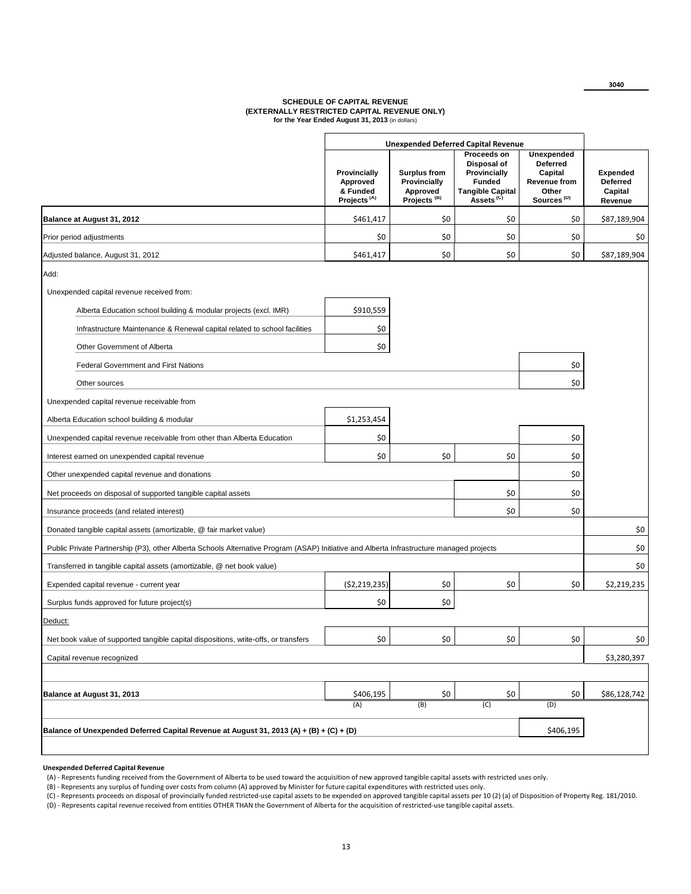3040

# SCHEDULE OF CAPITAL REVENUE
## (EXTERNALLY RESTRICTED CAPITAL REVENUE ONLY)
**for the Year Ended August 31, 2013** (in dollars)

| | Unexpended Deferred Capital Revenue | | | | |
|---|---|---|---|---|---|
| | Provincially Approved & Funded Projects [(A)] | Surplus from Provincially Approved Projects [(B)] | Proceeds on Disposal of Provincially Funded Tangible Capital Assets [(C)] | Unexpended Deferred Capital Revenue from Other Sources [(D)] | Expended Deferred Capital Revenue |
| **Balance at August 31, 2012** | $461,417 | $0 | $0 | $0 | $87,189,904 |
| Prior period adjustments | $0 | $0 | $0 | $0 | $0 |
| Adjusted balance, August 31, 2012 | $461,417 | $0 | $0 | $0 | $87,189,904 |
| Add: | | | | | |
| Unexpended capital revenue received from: | | | | | |
| Alberta Education school building & modular projects (excl. IMR) | $910,559 | | | | |
| Infrastructure Maintenance & Renewal capital related to school facilities | $0 | | | | |
| Other Government of Alberta | $0 | | | | |
| Federal Government and First Nations | | | | $0 | |
| Other sources | | | | $0 | |
| Unexpended capital revenue receivable from | | | | | |
| Alberta Education school building & modular | $1,253,454 | | | | |
| Unexpended capital revenue receivable from other than Alberta Education | $0 | | | $0 | |
| Interest earned on unexpended capital revenue | $0 | $0 | $0 | $0 | |
| Other unexpended capital revenue and donations | | | | $0 | |
| Net proceeds on disposal of supported tangible capital assets | | | $0 | $0 | |
| Insurance proceeds (and related interest) | | | $0 | $0 | |
| Donated tangible capital assets (amortizable, @ fair market value) | | | | | $0 |
| Public Private Partnership (P3), other Alberta Schools Alternative Program (ASAP) Initiative and Alberta Infrastructure managed projects | | | | | $0 |
| Transferred in tangible capital assets (amortizable, @ net book value) | | | | | $0 |
| Expended capital revenue - current year | ($2,219,235) | $0 | $0 | $0 | $2,219,235 |
| Surplus funds approved for future project(s) | $0 | $0 | | | |
| Deduct: | | | | | |
| Net book value of supported tangible capital dispositions, write-offs, or transfers | $0 | $0 | $0 | $0 | $0 |
| Capital revenue recognized | | | | | $3,280,397 |
| **Balance at August 31, 2013** | $406,195 | $0 | $0 | $0 | $86,128,742 |
| | (A) | (B) | (C) | (D) | |
| **Balance of Unexpended Deferred Capital Revenue at August 31, 2013 (A) + (B) + (C) + (D)** | | | | $406,195 | |

**Unexpended Deferred Capital Revenue**

(A) - Represents funding received from the Government of Alberta to be used toward the acquisition of new approved tangible capital assets with restricted uses only.

(B) - Represents any surplus of funding over costs from column (A) approved by Minister for future capital expenditures with restricted uses only.

(C) - Represents proceeds on disposal of provincially funded restricted-use capital assets to be expended on approved tangible capital assets per 10 (2) (a) of Disposition of Property Reg. 181/2010.

(D) - Represents capital revenue received from entities OTHER THAN the Government of Alberta for the acquisition of restricted-use tangible capital assets.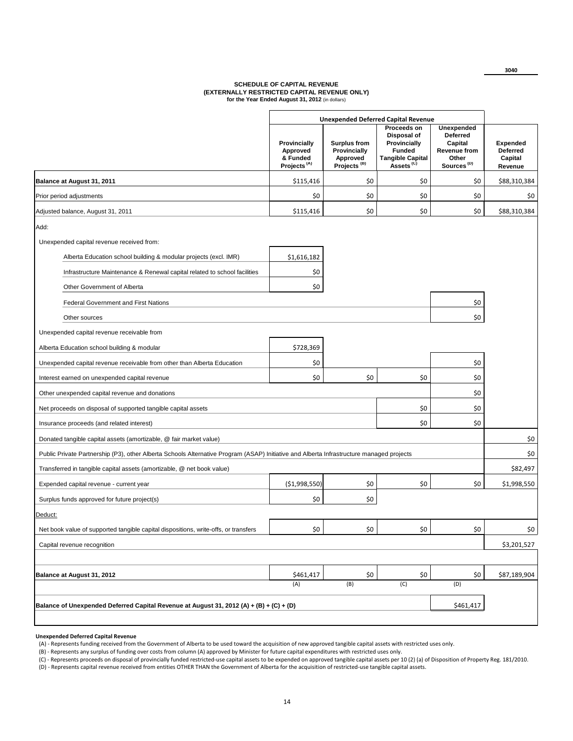3040

## SCHEDULE OF CAPITAL REVENUE
### (EXTERNALLY RESTRICTED CAPITAL REVENUE ONLY)
**for the Year Ended August 31, 2012** (in dollars)

| | Unexpended Deferred Capital Revenue | | | | |
|---|---|---|---|---|---|
| | Provincially Approved & Funded Projects [(A)] | Surplus from Provincially Approved Projects [(B)] | Proceeds on Disposal of Provincially Funded Tangible Capital Assets [(C)] | Unexpended Deferred Capital Revenue from Other Sources [(D)] | Expended Deferred Capital Revenue |
| **Balance at August 31, 2011** | $115,416 | $0 | $0 | $0 | $88,310,384 |
| Prior period adjustments | $0 | $0 | $0 | $0 | $0 |
| Adjusted balance, August 31, 2011 | $115,416 | $0 | $0 | $0 | $88,310,384 |
| Add: | | | | | |
| Unexpended capital revenue received from: | | | | | |
| Alberta Education school building & modular projects (excl. IMR) | $1,616,182 | | | | |
| Infrastructure Maintenance & Renewal capital related to school facilities | $0 | | | | |
| Other Government of Alberta | $0 | | | | |
| Federal Government and First Nations | | | | $0 | |
| Other sources | | | | $0 | |
| Unexpended capital revenue receivable from | | | | | |
| Alberta Education school building & modular | $728,369 | | | | |
| Unexpended capital revenue receivable from other than Alberta Education | $0 | | | $0 | |
| Interest earned on unexpended capital revenue | $0 | $0 | $0 | $0 | |
| Other unexpended capital revenue and donations | | | | $0 | |
| Net proceeds on disposal of supported tangible capital assets | | | $0 | $0 | |
| Insurance proceeds (and related interest) | | | $0 | $0 | |
| Donated tangible capital assets (amortizable, @ fair market value) | | | | | $0 |
| Public Private Partnership (P3), other Alberta Schools Alternative Program (ASAP) Initiative and Alberta Infrastructure managed projects | | | | | $0 |
| Transferred in tangible capital assets (amortizable, @ net book value) | | | | | $82,497 |
| Expended capital revenue - current year | ($1,998,550) | $0 | $0 | $0 | $1,998,550 |
| Surplus funds approved for future project(s) | $0 | $0 | | | |
| Deduct: | | | | | |
| Net book value of supported tangible capital dispositions, write-offs, or transfers | $0 | $0 | $0 | $0 | $0 |
| Capital revenue recognition | | | | | $3,201,527 |
| **Balance at August 31, 2012** | $461,417 | $0 | $0 | $0 | $87,189,904 |
| | (A) | (B) | (C) | (D) | |
| **Balance of Unexpended Deferred Capital Revenue at August 31, 2012 (A) + (B) + (C) + (D)** | | | | $461,417 | |

**Unexpended Deferred Capital Revenue**

(A) - Represents funding received from the Government of Alberta to be used toward the acquisition of new approved tangible capital assets with restricted uses only.

(B) - Represents any surplus of funding over costs from column (A) approved by Minister for future capital expenditures with restricted uses only.

(C) - Represents proceeds on disposal of provincially funded restricted-use capital assets to be expended on approved tangible capital assets per 10 (2) (a) of Disposition of Property Reg. 181/2010.

(D) - Represents capital revenue received from entities OTHER THAN the Government of Alberta for the acquisition of restricted-use tangible capital assets.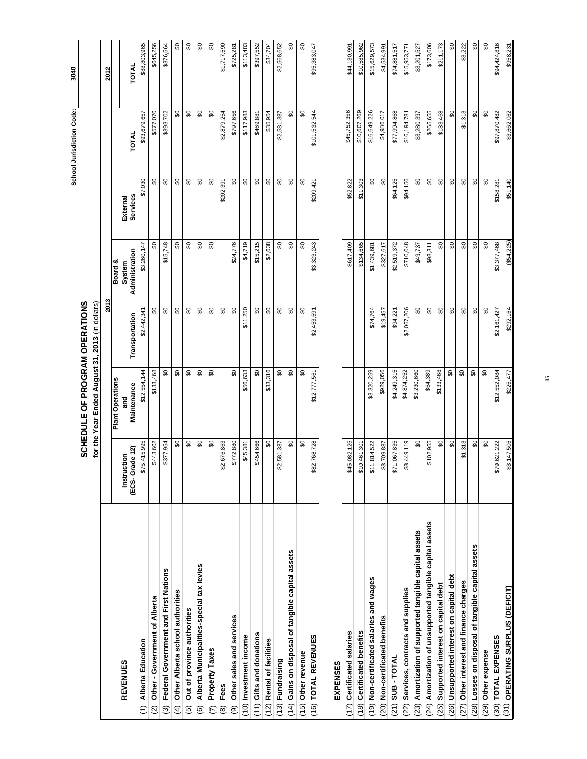School Jurisdiction Code: 3040

# SCHEDULE OF PROGRAM OPERATIONS

**for the Year Ended August 31, 2013** (in dollars)

| REVENUES | 2013 | | | | | | 2012 |
|---|---|---|---|---|---|---|---|
| | Instruction (ECS- Grade 12) | Plant Operations and Maintenance | Transportation | Board & System Administration | External Services | TOTAL | TOTAL |
| (1) Alberta Education | $75,415,995 | $12,554,144 | $2,442,341 | $3,260,147 | $7,030 | $93,679,657 | $88,803,965 |
| (2) Other - Government of Alberta | $443,602 | $133,468 | $0 | $0 | $0 | $577,070 | $645,256 |
| (3) Federal Government and First Nations | $377,954 | $0 | $0 | $15,748 | $0 | $393,702 | $376,564 |
| (4) Other Alberta school authorities | $0 | $0 | $0 | $0 | $0 | $0 | $0 |
| (5) Out of province authorities | $0 | $0 | $0 | $0 | $0 | $0 | $0 |
| (6) Alberta Municipalities-special tax levies | $0 | $0 | $0 | $0 | $0 | $0 | $0 |
| (7) Property Taxes | $0 | $0 | $0 | $0 | $0 | $0 | $0 |
| (8) Fees | $2,676,863 | | $0 | | $202,391 | $2,879,254 | $1,717,590 |
| (9) Other sales and services | $772,880 | $0 | $0 | $24,776 | $0 | $797,656 | $725,281 |
| (10) Investment income | $45,381 | $56,633 | $11,250 | $4,719 | $0 | $117,983 | $113,483 |
| (11) Gifts and donations | $454,666 | $0 | $0 | $15,215 | $0 | $469,881 | $397,552 |
| (12) Rental of facilities | $0 | $33,316 | $0 | $2,638 | $0 | $35,954 | $34,704 |
| (13) Fundraising | $2,581,387 | $0 | $0 | $0 | $0 | $2,581,387 | $2,568,652 |
| (14) Gains on disposal of tangible capital assets | $0 | $0 | $0 | $0 | $0 | $0 | $0 |
| (15) Other revenue | $0 | $0 | $0 | $0 | $0 | $0 | $0 |
| (16) TOTAL REVENUES | $82,768,728 | $12,777,561 | $2,453,591 | $3,323,243 | $209,421 | $101,532,544 | $95,383,047 |
| **EXPENSES** | | | | | | | |
| (17) Certificated salaries | $45,082,125 | | | $617,409 | $52,822 | $45,752,356 | $44,130,991 |
| (18) Certificated benefits | $10,461,301 | | | $134,665 | $11,303 | $10,607,269 | $10,585,962 |
| (19) Non-certificated salaries and wages | $11,814,522 | $3,320,259 | $74,764 | $1,439,681 | $0 | $16,649,226 | $15,629,573 |
| (20) Non-certificated benefits | $3,709,887 | $929,056 | $19,457 | $327,617 | $0 | $4,986,017 | $4,534,991 |
| (21) SUB - TOTAL | $71,067,835 | $4,249,315 | $94,221 | $2,519,372 | $64,125 | $77,994,868 | $74,881,517 |
| (22) Services, contracts and supplies | $8,449,119 | $4,874,252 | $2,067,206 | $710,048 | $94,156 | $16,194,781 | $15,953,771 |
| (23) Amortization of supported tangible capital assets | $0 | $3,230,660 | $0 | $49,737 | $0 | $3,280,397 | $3,201,527 |
| (24) Amortization of unsupported tangible capital assets | $102,955 | $64,389 | $0 | $98,311 | $0 | $265,655 | $173,606 |
| (25) Supported interest on capital debt | $0 | $133,468 | $0 | $0 | $0 | $133,468 | $211,173 |
| (26) Unsupported interest on capital debt | $0 | $0 | $0 | $0 | $0 | $0 | $0 |
| (27) Other interest and finance charges | $1,313 | $0 | $0 | $0 | $0 | $1,313 | $3,222 |
| (28) Losses on disposal of tangible capital assets | $0 | $0 | $0 | $0 | $0 | $0 | $0 |
| (29) Other expense | $0 | $0 | $0 | $0 | $0 | $0 | $0 |
| (30) TOTAL EXPENSES | $79,621,222 | $12,552,084 | $2,161,427 | $3,377,468 | $158,281 | $97,870,482 | $94,424,816 |
| (31) OPERATING SURPLUS (DEFICIT) | $3,147,506 | $225,477 | $292,164 | ($54,225) | $51,140 | $3,662,062 | $958,231 |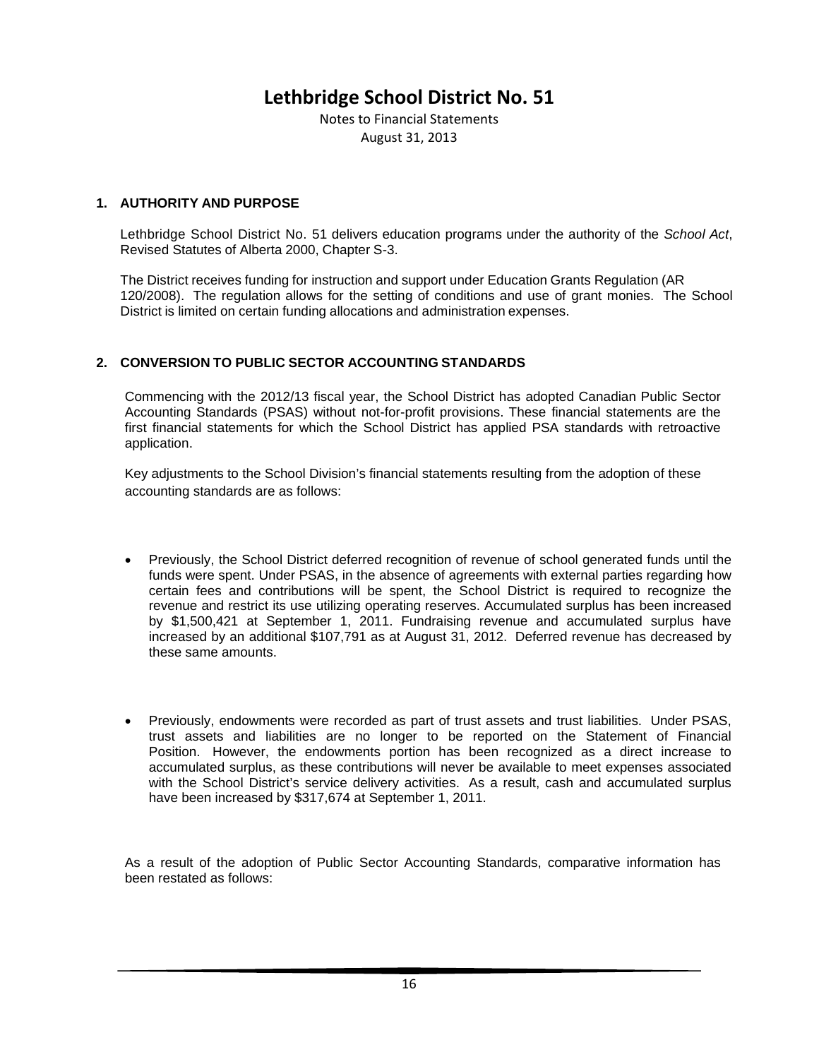# Lethbridge School District No. 51

Notes to Financial Statements
August 31, 2013

## 1. AUTHORITY AND PURPOSE

Lethbridge School District No. 51 delivers education programs under the authority of the *School Act*, Revised Statutes of Alberta 2000, Chapter S-3.

The District receives funding for instruction and support under Education Grants Regulation (AR 120/2008). The regulation allows for the setting of conditions and use of grant monies. The School District is limited on certain funding allocations and administration expenses.

## 2. CONVERSION TO PUBLIC SECTOR ACCOUNTING STANDARDS

Commencing with the 2012/13 fiscal year, the School District has adopted Canadian Public Sector Accounting Standards (PSAS) without not-for-profit provisions. These financial statements are the first financial statements for which the School District has applied PSA standards with retroactive application.

Key adjustments to the School Division's financial statements resulting from the adoption of these accounting standards are as follows:

- Previously, the School District deferred recognition of revenue of school generated funds until the funds were spent. Under PSAS, in the absence of agreements with external parties regarding how certain fees and contributions will be spent, the School District is required to recognize the revenue and restrict its use utilizing operating reserves. Accumulated surplus has been increased by $1,500,421 at September 1, 2011. Fundraising revenue and accumulated surplus have increased by an additional $107,791 as at August 31, 2012. Deferred revenue has decreased by these same amounts.

- Previously, endowments were recorded as part of trust assets and trust liabilities. Under PSAS, trust assets and liabilities are no longer to be reported on the Statement of Financial Position. However, the endowments portion has been recognized as a direct increase to accumulated surplus, as these contributions will never be available to meet expenses associated with the School District's service delivery activities. As a result, cash and accumulated surplus have been increased by $317,674 at September 1, 2011.

As a result of the adoption of Public Sector Accounting Standards, comparative information has been restated as follows: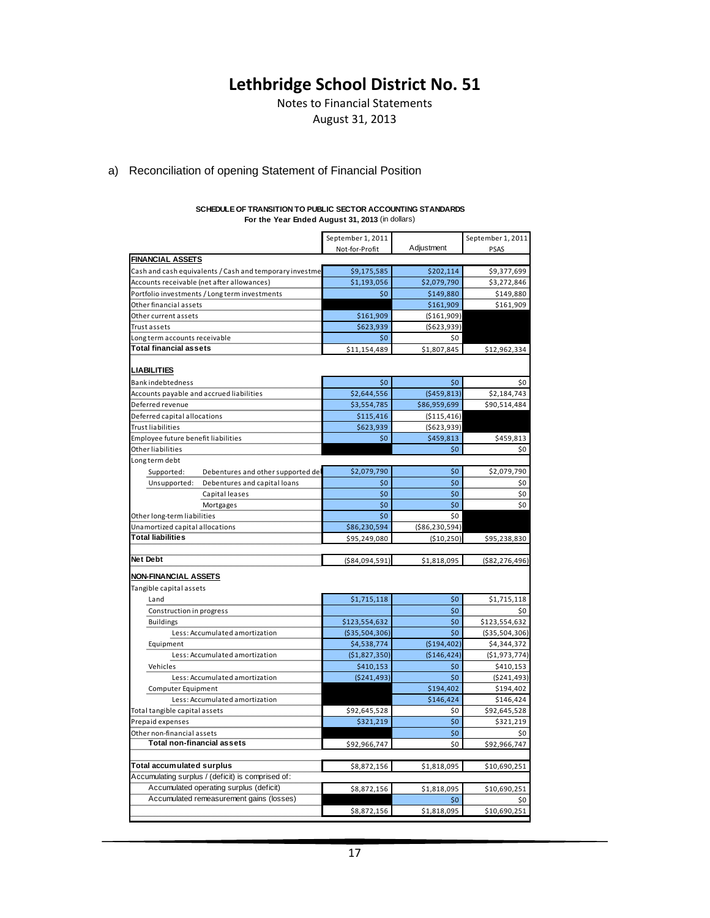# Lethbridge School District No. 51

Notes to Financial Statements

August 31, 2013

a) Reconciliation of opening Statement of Financial Position

**SCHEDULE OF TRANSITION TO PUBLIC SECTOR ACCOUNTING STANDARDS**
**For the Year Ended August 31, 2013** (in dollars)

| | September 1, 2011 Not-for-Profit | Adjustment | September 1, 2011 PSAS |
|---|---|---|---|
| **FINANCIAL ASSETS** | | | |
| Cash and cash equivalents / Cash and temporary investme | $9,175,585 | $202,114 | $9,377,699 |
| Accounts receivable (net after allowances) | $1,193,056 | $2,079,790 | $3,272,846 |
| Portfolio investments / Long term investments | $0 | $149,880 | $149,880 |
| Other financial assets | | $161,909 | $161,909 |
| Other current assets | $161,909 | ($161,909) | |
| Trust assets | $623,939 | ($623,939) | |
| Long term accounts receivable | $0 | $0 | |
| **Total financial assets** | $11,154,489 | $1,807,845 | $12,962,334 |
| **LIABILITIES** | | | |
| Bank indebtedness | $0 | $0 | $0 |
| Accounts payable and accrued liabilities | $2,644,556 | ($459,813) | $2,184,743 |
| Deferred revenue | $3,554,785 | $86,959,699 | $90,514,484 |
| Deferred capital allocations | $115,416 | ($115,416) | |
| Trust liabilities | $623,939 | ($623,939) | |
| Employee future benefit liabilities | $0 | $459,813 | $459,813 |
| Other liabilities | | $0 | $0 |
| Long term debt | | | |
| Supported: Debentures and other supported de | $2,079,790 | $0 | $2,079,790 |
| Unsupported: Debentures and capital loans | $0 | $0 | $0 |
| Capital leases | $0 | $0 | $0 |
| Mortgages | $0 | $0 | $0 |
| Other long-term liabilities | $0 | $0 | |
| Unamortized capital allocations | $86,230,594 | ($86,230,594) | |
| **Total liabilities** | $95,249,080 | ($10,250) | $95,238,830 |
| **Net Debt** | ($84,094,591) | $1,818,095 | ($82,276,496) |
| **NON-FINANCIAL ASSETS** | | | |
| Tangible capital assets | | | |
| Land | $1,715,118 | $0 | $1,715,118 |
| Construction in progress | | $0 | $0 |
| Buildings | $123,554,632 | $0 | $123,554,632 |
| Less: Accumulated amortization | ($35,504,306) | $0 | ($35,504,306) |
| Equipment | $4,538,774 | ($194,402) | $4,344,372 |
| Less: Accumulated amortization | ($1,827,350) | ($146,424) | ($1,973,774) |
| Vehicles | $410,153 | $0 | $410,153 |
| Less: Accumulated amortization | ($241,493) | $0 | ($241,493) |
| Computer Equipment | | $194,402 | $194,402 |
| Less: Accumulated amortization | | $146,424 | $146,424 |
| Total tangible capital assets | $92,645,528 | $0 | $92,645,528 |
| Prepaid expenses | $321,219 | $0 | $321,219 |
| Other non-financial assets | | $0 | $0 |
| **Total non-financial assets** | $92,966,747 | $0 | $92,966,747 |
| **Total accumulated surplus** | $8,872,156 | $1,818,095 | $10,690,251 |
| Accumulating surplus / (deficit) is comprised of: | | | |
| Accumulated operating surplus (deficit) | $8,872,156 | $1,818,095 | $10,690,251 |
| Accumulated remeasurement gains (losses) | | $0 | $0 |
| | $8,872,156 | $1,818,095 | $10,690,251 |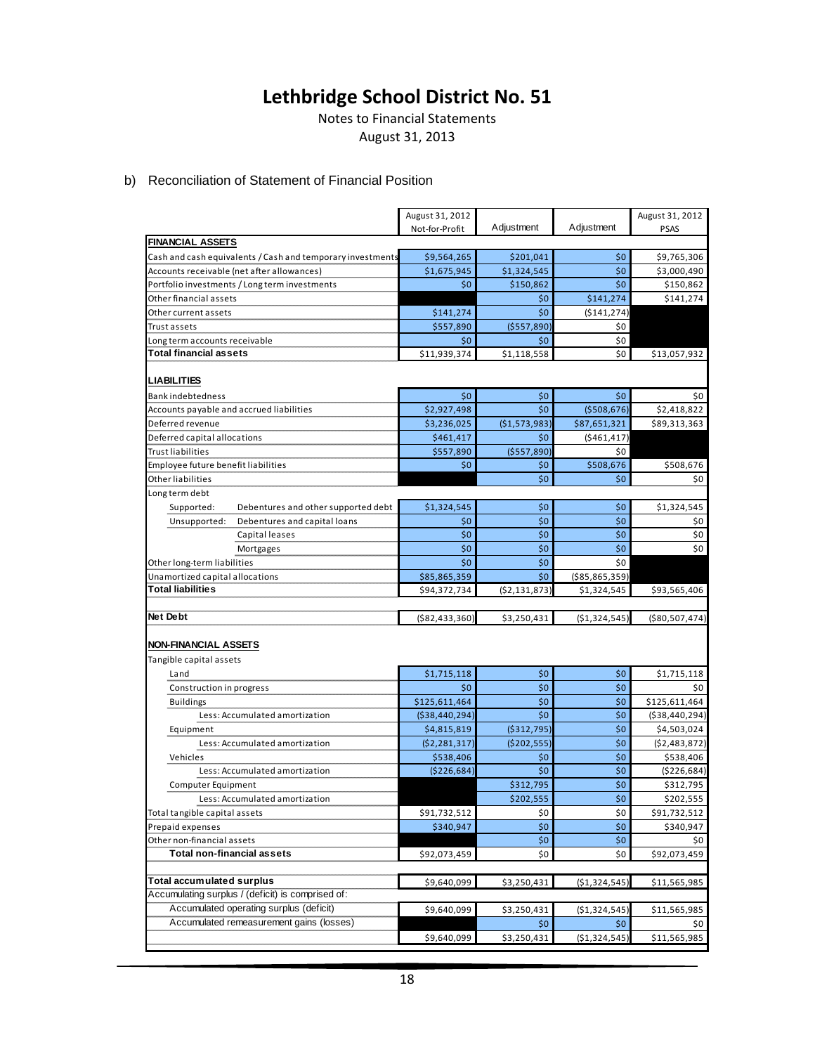# Lethbridge School District No. 51

Notes to Financial Statements
August 31, 2013

b) Reconciliation of Statement of Financial Position

| | August 31, 2012 Not-for-Profit | Adjustment | Adjustment | August 31, 2012 PSAS |
|---|---|---|---|---|
| **FINANCIAL ASSETS** | | | | |
| Cash and cash equivalents / Cash and temporary investments | $9,564,265 | $201,041 | $0 | $9,765,306 |
| Accounts receivable (net after allowances) | $1,675,945 | $1,324,545 | $0 | $3,000,490 |
| Portfolio investments / Long term investments | $0 | $150,862 | $0 | $150,862 |
| Other financial assets | | $0 | $141,274 | $141,274 |
| Other current assets | $141,274 | $0 | ($141,274) | |
| Trust assets | $557,890 | ($557,890) | $0 | |
| Long term accounts receivable | $0 | $0 | $0 | |
| **Total financial assets** | $11,939,374 | $1,118,558 | $0 | $13,057,932 |
| **LIABILITIES** | | | | |
| Bank indebtedness | $0 | $0 | $0 | $0 |
| Accounts payable and accrued liabilities | $2,927,498 | $0 | ($508,676) | $2,418,822 |
| Deferred revenue | $3,236,025 | ($1,573,983) | $87,651,321 | $89,313,363 |
| Deferred capital allocations | $461,417 | $0 | ($461,417) | |
| Trust liabilities | $557,890 | ($557,890) | $0 | |
| Employee future benefit liabilities | $0 | $0 | $508,676 | $508,676 |
| Other liabilities | | $0 | $0 | $0 |
| Long term debt | | | | |
| Supported: Debentures and other supported debt | $1,324,545 | $0 | $0 | $1,324,545 |
| Unsupported: Debentures and capital loans | $0 | $0 | $0 | $0 |
| Capital leases | $0 | $0 | $0 | $0 |
| Mortgages | $0 | $0 | $0 | $0 |
| Other long-term liabilities | $0 | $0 | $0 | |
| Unamortized capital allocations | $85,865,359 | $0 | ($85,865,359) | |
| **Total liabilities** | $94,372,734 | ($2,131,873) | $1,324,545 | $93,565,406 |
| **Net Debt** | ($82,433,360) | $3,250,431 | ($1,324,545) | ($80,507,474) |
| **NON-FINANCIAL ASSETS** | | | | |
| Tangible capital assets | | | | |
| Land | $1,715,118 | $0 | $0 | $1,715,118 |
| Construction in progress | $0 | $0 | $0 | $0 |
| Buildings | $125,611,464 | $0 | $0 | $125,611,464 |
| Less: Accumulated amortization | ($38,440,294) | $0 | $0 | ($38,440,294) |
| Equipment | $4,815,819 | ($312,795) | $0 | $4,503,024 |
| Less: Accumulated amortization | ($2,281,317) | ($202,555) | $0 | ($2,483,872) |
| Vehicles | $538,406 | $0 | $0 | $538,406 |
| Less: Accumulated amortization | ($226,684) | $0 | $0 | ($226,684) |
| Computer Equipment | | $312,795 | $0 | $312,795 |
| Less: Accumulated amortization | | $202,555 | $0 | $202,555 |
| Total tangible capital assets | $91,732,512 | $0 | $0 | $91,732,512 |
| Prepaid expenses | $340,947 | $0 | $0 | $340,947 |
| Other non-financial assets | | $0 | $0 | $0 |
| **Total non-financial assets** | $92,073,459 | $0 | $0 | $92,073,459 |
| **Total accumulated surplus** | $9,640,099 | $3,250,431 | ($1,324,545) | $11,565,985 |
| Accumulating surplus / (deficit) is comprised of: | | | | |
| Accumulated operating surplus (deficit) | $9,640,099 | $3,250,431 | ($1,324,545) | $11,565,985 |
| Accumulated remeasurement gains (losses) | | $0 | $0 | $0 |
| | $9,640,099 | $3,250,431 | ($1,324,545) | $11,565,985 |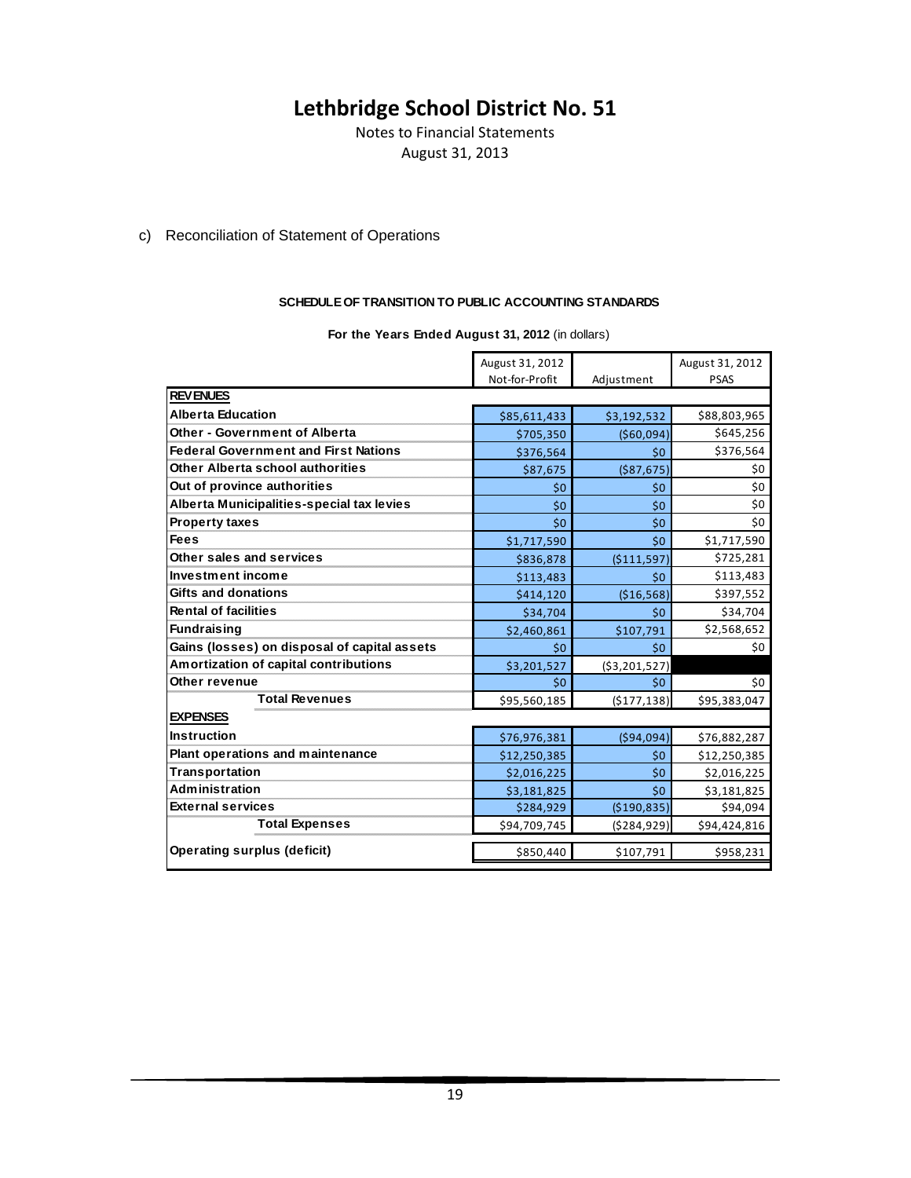# Lethbridge School District No. 51

Notes to Financial Statements

August 31, 2013

c) Reconciliation of Statement of Operations

**SCHEDULE OF TRANSITION TO PUBLIC ACCOUNTING STANDARDS**

**For the Years Ended August 31, 2012** (in dollars)

| | August 31, 2012 Not-for-Profit | Adjustment | August 31, 2012 PSAS |
|---|---|---|---|
| **REVENUES** | | | |
| **Alberta Education** | $85,611,433 | $3,192,532 | $88,803,965 |
| **Other - Government of Alberta** | $705,350 | ($60,094) | $645,256 |
| **Federal Government and First Nations** | $376,564 | $0 | $376,564 |
| **Other Alberta school authorities** | $87,675 | ($87,675) | $0 |
| **Out of province authorities** | $0 | $0 | $0 |
| **Alberta Municipalities-special tax levies** | $0 | $0 | $0 |
| **Property taxes** | $0 | $0 | $0 |
| **Fees** | $1,717,590 | $0 | $1,717,590 |
| **Other sales and services** | $836,878 | ($111,597) | $725,281 |
| **Investment income** | $113,483 | $0 | $113,483 |
| **Gifts and donations** | $414,120 | ($16,568) | $397,552 |
| **Rental of facilities** | $34,704 | $0 | $34,704 |
| **Fundraising** | $2,460,861 | $107,791 | $2,568,652 |
| **Gains (losses) on disposal of capital assets** | $0 | $0 | $0 |
| **Amortization of capital contributions** | $3,201,527 | ($3,201,527) | |
| **Other revenue** | $0 | $0 | $0 |
| **Total Revenues** | $95,560,185 | ($177,138) | $95,383,047 |
| **EXPENSES** | | | |
| **Instruction** | $76,976,381 | ($94,094) | $76,882,287 |
| **Plant operations and maintenance** | $12,250,385 | $0 | $12,250,385 |
| **Transportation** | $2,016,225 | $0 | $2,016,225 |
| **Administration** | $3,181,825 | $0 | $3,181,825 |
| **External services** | $284,929 | ($190,835) | $94,094 |
| **Total Expenses** | $94,709,745 | ($284,929) | $94,424,816 |
| **Operating surplus (deficit)** | $850,440 | $107,791 | $958,231 |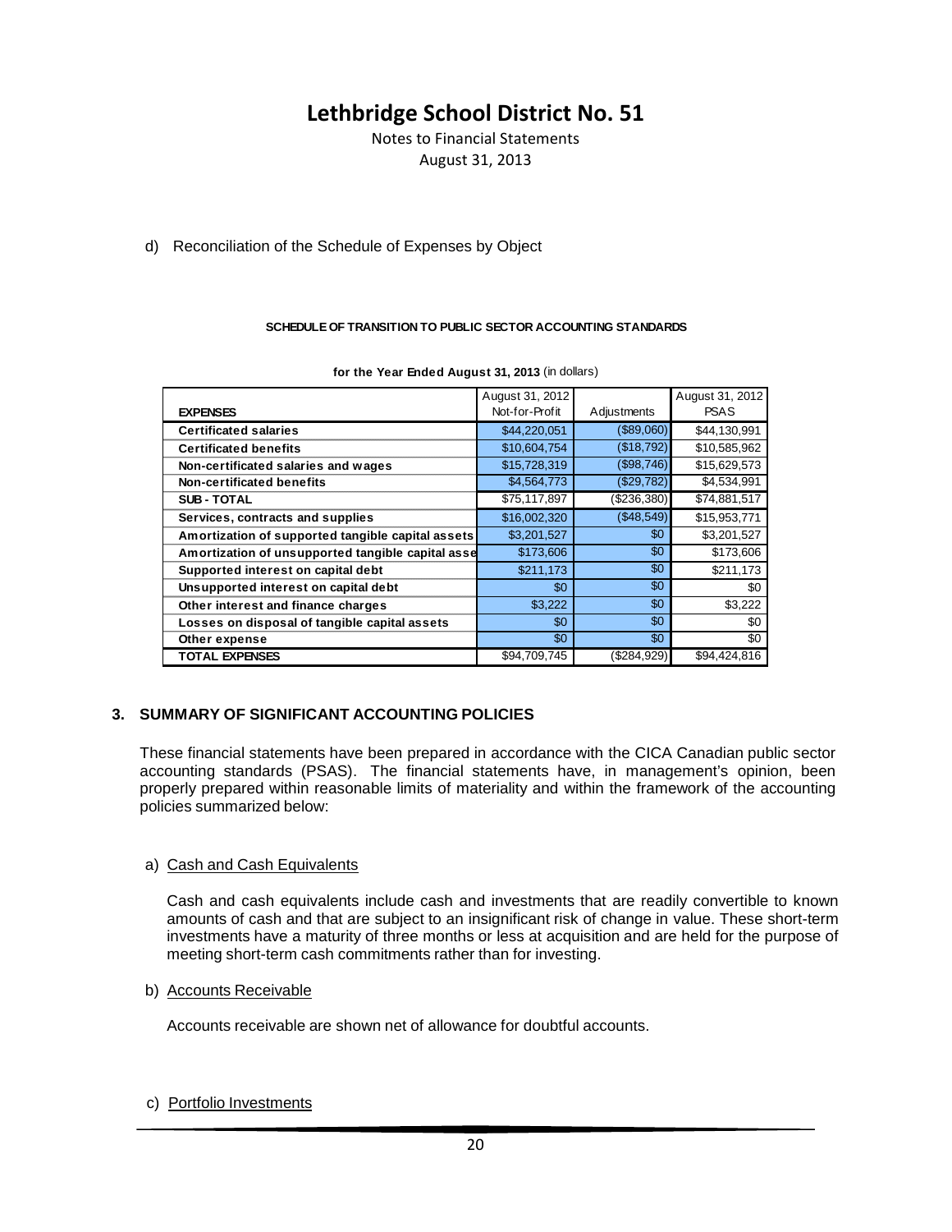# Lethbridge School District No. 51

Notes to Financial Statements
August 31, 2013

d) Reconciliation of the Schedule of Expenses by Object

**SCHEDULE OF TRANSITION TO PUBLIC SECTOR ACCOUNTING STANDARDS**

**for the Year Ended August 31, 2013** (in dollars)

| EXPENSES | August 31, 2012 Not-for-Profit | Adjustments | August 31, 2012 PSAS |
|---|---|---|---|
| Certificated salaries | $44,220,051 | ($89,060) | $44,130,991 |
| Certificated benefits | $10,604,754 | ($18,792) | $10,585,962 |
| Non-certificated salaries and wages | $15,728,319 | ($98,746) | $15,629,573 |
| Non-certificated benefits | $4,564,773 | ($29,782) | $4,534,991 |
| SUB - TOTAL | $75,117,897 | ($236,380) | $74,881,517 |
| Services, contracts and supplies | $16,002,320 | ($48,549) | $15,953,771 |
| Amortization of supported tangible capital assets | $3,201,527 | $0 | $3,201,527 |
| Amortization of unsupported tangible capital asse | $173,606 | $0 | $173,606 |
| Supported interest on capital debt | $211,173 | $0 | $211,173 |
| Unsupported interest on capital debt | $0 | $0 | $0 |
| Other interest and finance charges | $3,222 | $0 | $3,222 |
| Losses on disposal of tangible capital assets | $0 | $0 | $0 |
| Other expense | $0 | $0 | $0 |
| TOTAL EXPENSES | $94,709,745 | ($284,929) | $94,424,816 |

## 3. SUMMARY OF SIGNIFICANT ACCOUNTING POLICIES

These financial statements have been prepared in accordance with the CICA Canadian public sector accounting standards (PSAS). The financial statements have, in management's opinion, been properly prepared within reasonable limits of materiality and within the framework of the accounting policies summarized below:

a) Cash and Cash Equivalents

Cash and cash equivalents include cash and investments that are readily convertible to known amounts of cash and that are subject to an insignificant risk of change in value. These short-term investments have a maturity of three months or less at acquisition and are held for the purpose of meeting short-term cash commitments rather than for investing.

b) Accounts Receivable

Accounts receivable are shown net of allowance for doubtful accounts.

c) Portfolio Investments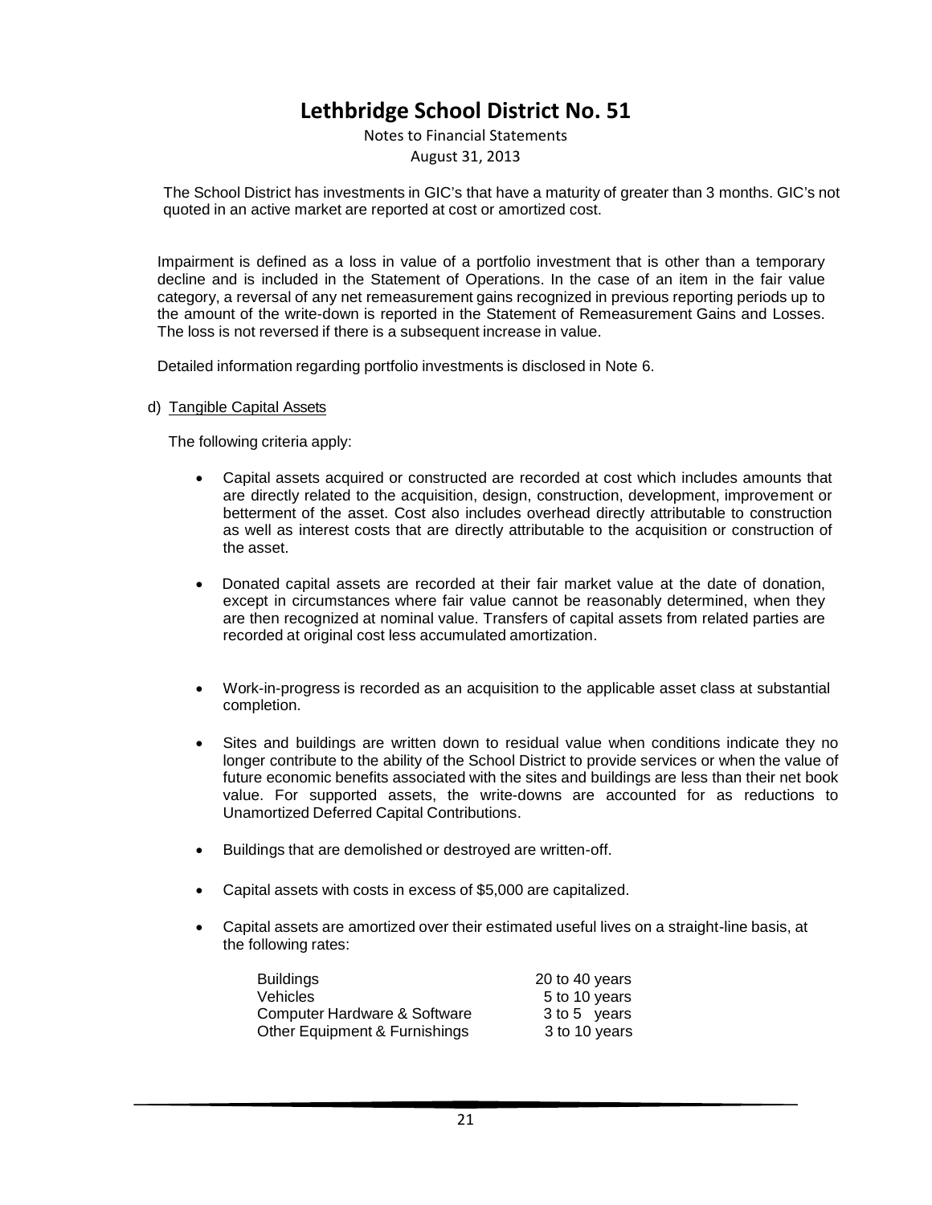The School District has investments in GIC's that have a maturity of greater than 3 months. GIC's not quoted in an active market are reported at cost or amortized cost.

Impairment is defined as a loss in value of a portfolio investment that is other than a temporary decline and is included in the Statement of Operations. In the case of an item in the fair value category, a reversal of any net remeasurement gains recognized in previous reporting periods up to the amount of the write-down is reported in the Statement of Remeasurement Gains and Losses. The loss is not reversed if there is a subsequent increase in value.

Detailed information regarding portfolio investments is disclosed in Note 6.

d) Tangible Capital Assets

The following criteria apply:

- Capital assets acquired or constructed are recorded at cost which includes amounts that are directly related to the acquisition, design, construction, development, improvement or betterment of the asset. Cost also includes overhead directly attributable to construction as well as interest costs that are directly attributable to the acquisition or construction of the asset.

- Donated capital assets are recorded at their fair market value at the date of donation, except in circumstances where fair value cannot be reasonably determined, when they are then recognized at nominal value. Transfers of capital assets from related parties are recorded at original cost less accumulated amortization.

- Work-in-progress is recorded as an acquisition to the applicable asset class at substantial completion.

- Sites and buildings are written down to residual value when conditions indicate they no longer contribute to the ability of the School District to provide services or when the value of future economic benefits associated with the sites and buildings are less than their net book value. For supported assets, the write-downs are accounted for as reductions to Unamortized Deferred Capital Contributions.

- Buildings that are demolished or destroyed are written-off.

- Capital assets with costs in excess of $5,000 are capitalized.

- Capital assets are amortized over their estimated useful lives on a straight-line basis, at the following rates:

| | |
|---|---|
| Buildings | 20 to 40 years |
| Vehicles | 5 to 10 years |
| Computer Hardware & Software | 3 to 5 years |
| Other Equipment & Furnishings | 3 to 10 years |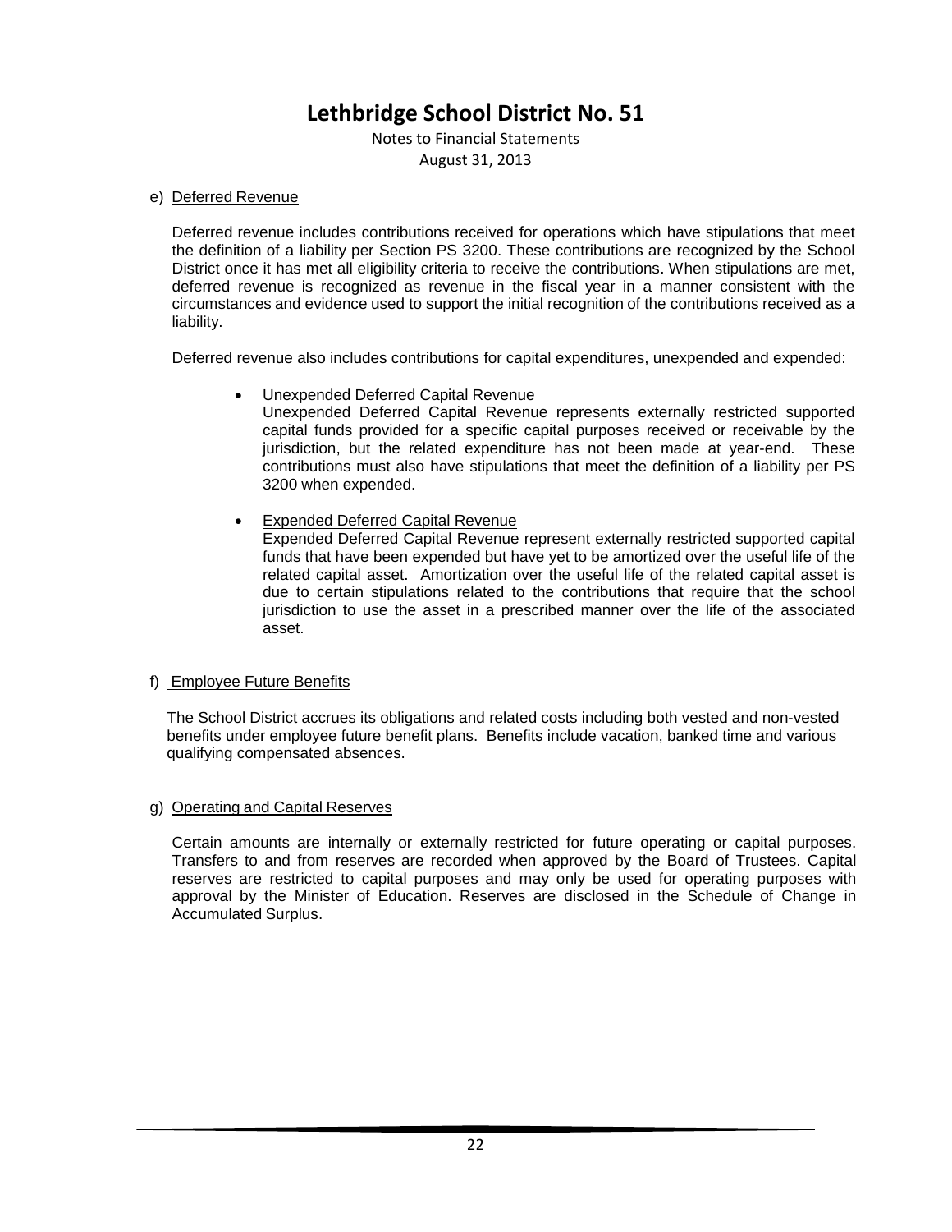# Lethbridge School District No. 51

Notes to Financial Statements
August 31, 2013

e) Deferred Revenue

Deferred revenue includes contributions received for operations which have stipulations that meet the definition of a liability per Section PS 3200. These contributions are recognized by the School District once it has met all eligibility criteria to receive the contributions. When stipulations are met, deferred revenue is recognized as revenue in the fiscal year in a manner consistent with the circumstances and evidence used to support the initial recognition of the contributions received as a liability.

Deferred revenue also includes contributions for capital expenditures, unexpended and expended:

- Unexpended Deferred Capital Revenue
  Unexpended Deferred Capital Revenue represents externally restricted supported capital funds provided for a specific capital purposes received or receivable by the jurisdiction, but the related expenditure has not been made at year-end. These contributions must also have stipulations that meet the definition of a liability per PS 3200 when expended.

- Expended Deferred Capital Revenue
  Expended Deferred Capital Revenue represent externally restricted supported capital funds that have been expended but have yet to be amortized over the useful life of the related capital asset. Amortization over the useful life of the related capital asset is due to certain stipulations related to the contributions that require that the school jurisdiction to use the asset in a prescribed manner over the life of the associated asset.

f) Employee Future Benefits

The School District accrues its obligations and related costs including both vested and non-vested benefits under employee future benefit plans. Benefits include vacation, banked time and various qualifying compensated absences.

g) Operating and Capital Reserves

Certain amounts are internally or externally restricted for future operating or capital purposes. Transfers to and from reserves are recorded when approved by the Board of Trustees. Capital reserves are restricted to capital purposes and may only be used for operating purposes with approval by the Minister of Education. Reserves are disclosed in the Schedule of Change in Accumulated Surplus.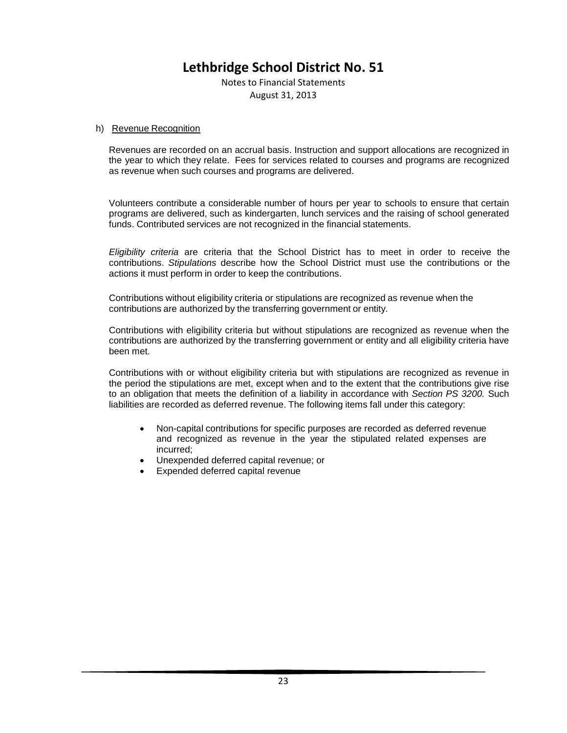# Lethbridge School District No. 51

Notes to Financial Statements
August 31, 2013

h) Revenue Recognition

Revenues are recorded on an accrual basis. Instruction and support allocations are recognized in the year to which they relate. Fees for services related to courses and programs are recognized as revenue when such courses and programs are delivered.

Volunteers contribute a considerable number of hours per year to schools to ensure that certain programs are delivered, such as kindergarten, lunch services and the raising of school generated funds. Contributed services are not recognized in the financial statements.

*Eligibility criteria* are criteria that the School District has to meet in order to receive the contributions. *Stipulations* describe how the School District must use the contributions or the actions it must perform in order to keep the contributions.

Contributions without eligibility criteria or stipulations are recognized as revenue when the contributions are authorized by the transferring government or entity.

Contributions with eligibility criteria but without stipulations are recognized as revenue when the contributions are authorized by the transferring government or entity and all eligibility criteria have been met.

Contributions with or without eligibility criteria but with stipulations are recognized as revenue in the period the stipulations are met, except when and to the extent that the contributions give rise to an obligation that meets the definition of a liability in accordance with *Section PS 3200.* Such liabilities are recorded as deferred revenue. The following items fall under this category:

- Non-capital contributions for specific purposes are recorded as deferred revenue and recognized as revenue in the year the stipulated related expenses are incurred;
- Unexpended deferred capital revenue; or
- Expended deferred capital revenue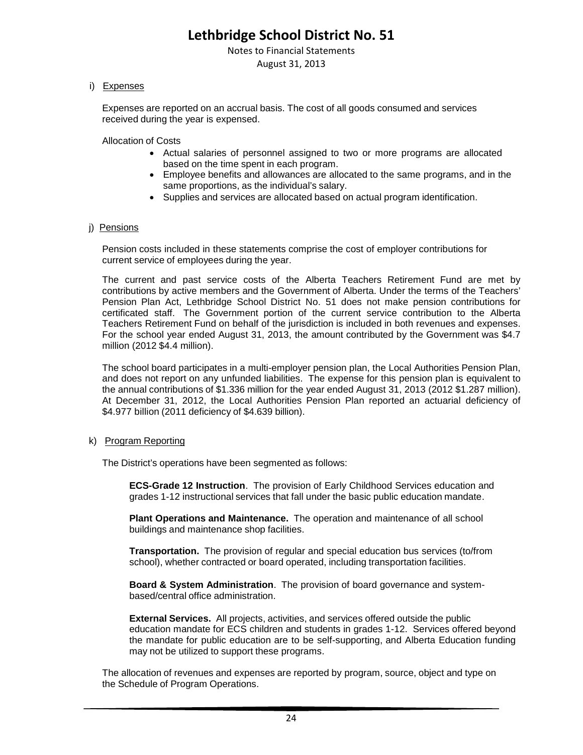i) Expenses

Expenses are reported on an accrual basis. The cost of all goods consumed and services received during the year is expensed.

Allocation of Costs

- Actual salaries of personnel assigned to two or more programs are allocated based on the time spent in each program.
- Employee benefits and allowances are allocated to the same programs, and in the same proportions, as the individual's salary.
- Supplies and services are allocated based on actual program identification.

j) Pensions

Pension costs included in these statements comprise the cost of employer contributions for current service of employees during the year.

The current and past service costs of the Alberta Teachers Retirement Fund are met by contributions by active members and the Government of Alberta. Under the terms of the Teachers' Pension Plan Act, Lethbridge School District No. 51 does not make pension contributions for certificated staff. The Government portion of the current service contribution to the Alberta Teachers Retirement Fund on behalf of the jurisdiction is included in both revenues and expenses. For the school year ended August 31, 2013, the amount contributed by the Government was $4.7 million (2012 $4.4 million).

The school board participates in a multi-employer pension plan, the Local Authorities Pension Plan, and does not report on any unfunded liabilities. The expense for this pension plan is equivalent to the annual contributions of $1.336 million for the year ended August 31, 2013 (2012 $1.287 million). At December 31, 2012, the Local Authorities Pension Plan reported an actuarial deficiency of $4.977 billion (2011 deficiency of $4.639 billion).

k) Program Reporting

The District's operations have been segmented as follows:

**ECS-Grade 12 Instruction**. The provision of Early Childhood Services education and grades 1-12 instructional services that fall under the basic public education mandate.

**Plant Operations and Maintenance.** The operation and maintenance of all school buildings and maintenance shop facilities.

**Transportation.** The provision of regular and special education bus services (to/from school), whether contracted or board operated, including transportation facilities.

**Board & System Administration**. The provision of board governance and system-based/central office administration.

**External Services.** All projects, activities, and services offered outside the public education mandate for ECS children and students in grades 1-12. Services offered beyond the mandate for public education are to be self-supporting, and Alberta Education funding may not be utilized to support these programs.

The allocation of revenues and expenses are reported by program, source, object and type on the Schedule of Program Operations.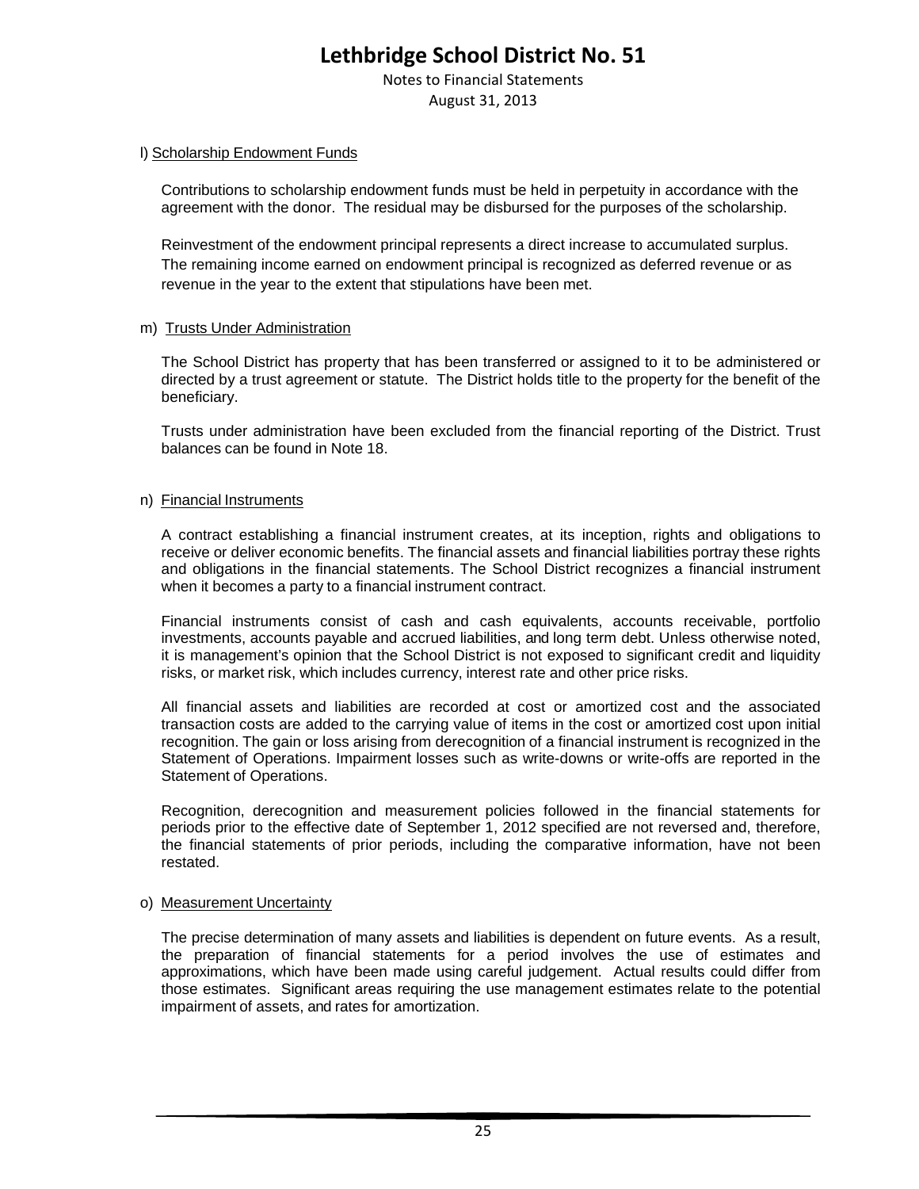# Lethbridge School District No. 51

Notes to Financial Statements

August 31, 2013

l) Scholarship Endowment Funds

Contributions to scholarship endowment funds must be held in perpetuity in accordance with the agreement with the donor. The residual may be disbursed for the purposes of the scholarship.

Reinvestment of the endowment principal represents a direct increase to accumulated surplus. The remaining income earned on endowment principal is recognized as deferred revenue or as revenue in the year to the extent that stipulations have been met.

m) Trusts Under Administration

The School District has property that has been transferred or assigned to it to be administered or directed by a trust agreement or statute. The District holds title to the property for the benefit of the beneficiary.

Trusts under administration have been excluded from the financial reporting of the District. Trust balances can be found in Note 18.

n) Financial Instruments

A contract establishing a financial instrument creates, at its inception, rights and obligations to receive or deliver economic benefits. The financial assets and financial liabilities portray these rights and obligations in the financial statements. The School District recognizes a financial instrument when it becomes a party to a financial instrument contract.

Financial instruments consist of cash and cash equivalents, accounts receivable, portfolio investments, accounts payable and accrued liabilities, and long term debt. Unless otherwise noted, it is management's opinion that the School District is not exposed to significant credit and liquidity risks, or market risk, which includes currency, interest rate and other price risks.

All financial assets and liabilities are recorded at cost or amortized cost and the associated transaction costs are added to the carrying value of items in the cost or amortized cost upon initial recognition. The gain or loss arising from derecognition of a financial instrument is recognized in the Statement of Operations. Impairment losses such as write-downs or write-offs are reported in the Statement of Operations.

Recognition, derecognition and measurement policies followed in the financial statements for periods prior to the effective date of September 1, 2012 specified are not reversed and, therefore, the financial statements of prior periods, including the comparative information, have not been restated.

o) Measurement Uncertainty

The precise determination of many assets and liabilities is dependent on future events. As a result, the preparation of financial statements for a period involves the use of estimates and approximations, which have been made using careful judgement. Actual results could differ from those estimates. Significant areas requiring the use management estimates relate to the potential impairment of assets, and rates for amortization.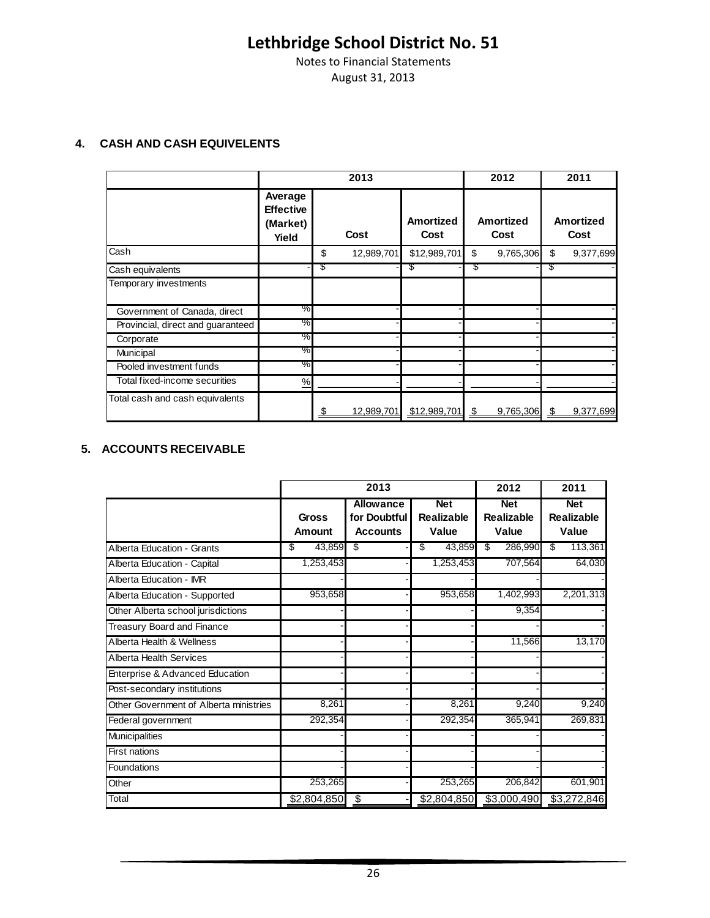# Lethbridge School District No. 51

Notes to Financial Statements
August 31, 2013

## 4. CASH AND CASH EQUIVELENTS

| | 2013 | | | 2012 | 2011 |
|---|---|---|---|---|---|
| | Average Effective (Market) Yield | Cost | Amortized Cost | Amortized Cost | Amortized Cost |
| Cash | | $ 12,989,701 | $12,989,701 | $ 9,765,306 | $ 9,377,699 |
| Cash equivalents | - | $ - | $ - | $ - | $ - |
| Temporary investments | | | | | |
| Government of Canada, direct | % | - | - | - | - |
| Provincial, direct and guaranteed | % | - | - | - | - |
| Corporate | % | - | - | - | - |
| Municipal | % | - | - | - | - |
| Pooled investment funds | % | - | - | - | - |
| Total fixed-income securities | % | - | - | - | - |
| Total cash and cash equivalents | | $ 12,989,701 | $12,989,701 | $ 9,765,306 | $ 9,377,699 |

## 5. ACCOUNTS RECEIVABLE

| | 2013 | | | 2012 | 2011 |
|---|---|---|---|---|---|
| | Gross Amount | Allowance for Doubtful Accounts | Net Realizable Value | Net Realizable Value | Net Realizable Value |
| Alberta Education - Grants | $ 43,859 | $ - | $ 43,859 | $ 286,990 | $ 113,361 |
| Alberta Education - Capital | 1,253,453 | - | 1,253,453 | 707,564 | 64,030 |
| Alberta Education - IMR | - | - | - | - | - |
| Alberta Education - Supported | 953,658 | - | 953,658 | 1,402,993 | 2,201,313 |
| Other Alberta school jurisdictions | - | - | - | 9,354 | - |
| Treasury Board and Finance | - | - | - | - | - |
| Alberta Health & Wellness | - | - | - | 11,566 | 13,170 |
| Alberta Health Services | - | - | - | - | - |
| Enterprise & Advanced Education | - | - | - | - | - |
| Post-secondary institutions | - | - | - | - | - |
| Other Government of Alberta ministries | 8,261 | - | 8,261 | 9,240 | 9,240 |
| Federal government | 292,354 | - | 292,354 | 365,941 | 269,831 |
| Municipalities | - | - | - | - | - |
| First nations | - | - | - | - | - |
| Foundations | - | - | - | - | - |
| Other | 253,265 | - | 253,265 | 206,842 | 601,901 |
| Total | $2,804,850 | $ - | $2,804,850 | $3,000,490 | $3,272,846 |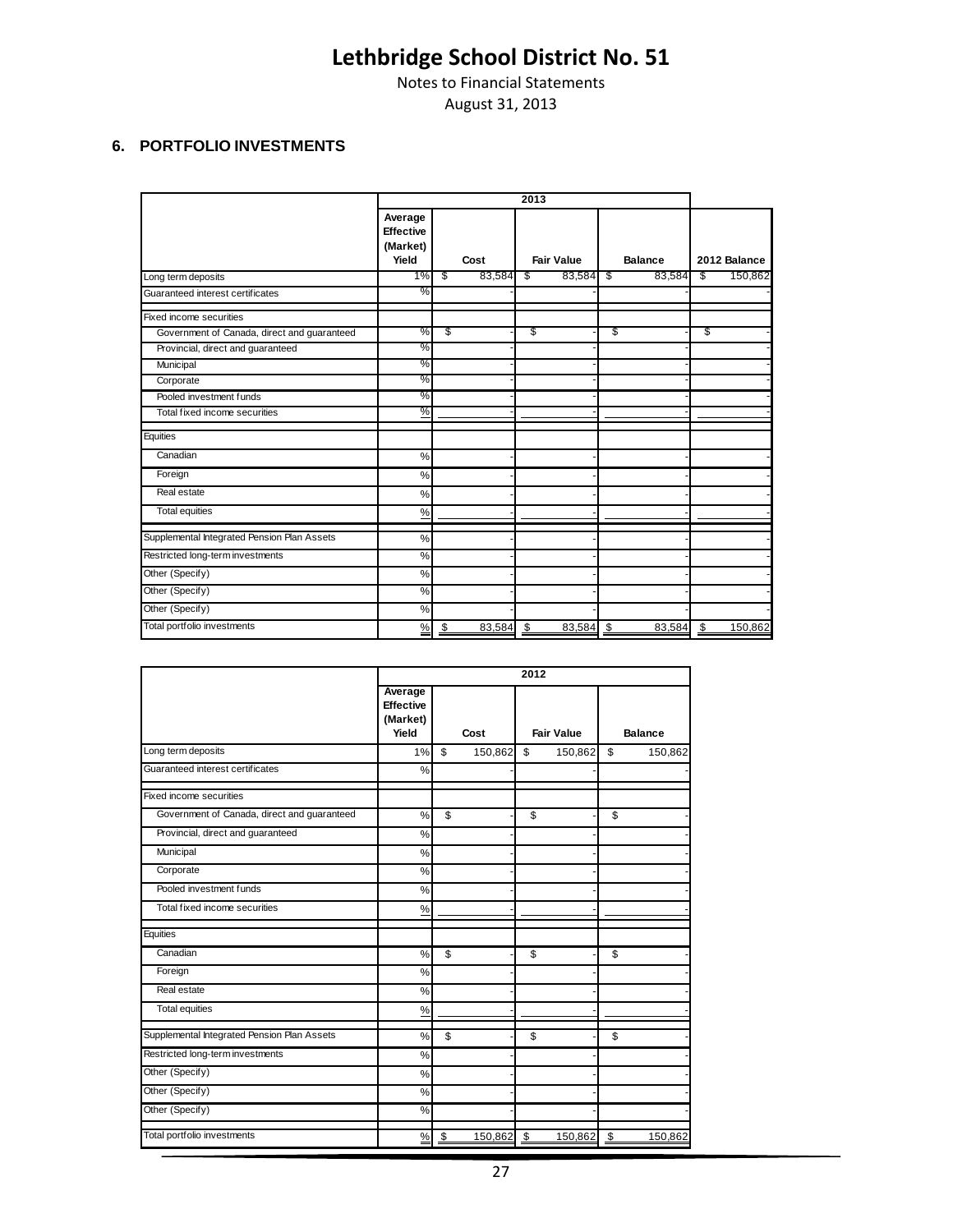# Lethbridge School District No. 51

Notes to Financial Statements

August 31, 2013

### 6. PORTFOLIO INVESTMENTS

| | 2013 | | | | |
|---|---|---|---|---|---|
| | Average Effective (Market) Yield | Cost | Fair Value | Balance | 2012 Balance |
| Long term deposits | 1% | $ 83,584 | $ 83,584 | $ 83,584 | $ 150,862 |
| Guaranteed interest certificates | % | - | - | - | - |
| Fixed income securities | | | | | |
| Government of Canada, direct and guaranteed | % | $ - | $ - | $ - | $ - |
| Provincial, direct and guaranteed | % | - | - | - | - |
| Municipal | % | - | - | - | - |
| Corporate | % | - | - | - | - |
| Pooled investment funds | % | - | - | - | - |
| Total fixed income securities | % | - | - | - | - |
| Equities | | | | | |
| Canadian | % | - | - | - | - |
| Foreign | % | - | - | - | - |
| Real estate | % | - | - | - | - |
| Total equities | % | - | - | - | - |
| Supplemental Integrated Pension Plan Assets | % | - | - | - | - |
| Restricted long-term investments | % | - | - | - | - |
| Other (Specify) | % | - | - | - | - |
| Other (Specify) | % | - | - | - | - |
| Other (Specify) | % | - | - | - | - |
| Total portfolio investments | % | $ 83,584 | $ 83,584 | $ 83,584 | $ 150,862 |

| | 2012 | | | |
|---|---|---|---|---|
| | Average Effective (Market) Yield | Cost | Fair Value | Balance |
| Long term deposits | 1% | $ 150,862 | $ 150,862 | $ 150,862 |
| Guaranteed interest certificates | % | - | - | - |
| Fixed income securities | | | | |
| Government of Canada, direct and guaranteed | % | $ - | $ - | $ - |
| Provincial, direct and guaranteed | % | - | - | - |
| Municipal | % | - | - | - |
| Corporate | % | - | - | - |
| Pooled investment funds | % | - | - | - |
| Total fixed income securities | % | - | - | - |
| Equities | | | | |
| Canadian | % | $ - | $ - | $ - |
| Foreign | % | - | - | - |
| Real estate | % | - | - | - |
| Total equities | % | - | - | - |
| Supplemental Integrated Pension Plan Assets | % | $ - | $ - | $ - |
| Restricted long-term investments | % | - | - | - |
| Other (Specify) | % | - | - | - |
| Other (Specify) | % | - | - | - |
| Other (Specify) | % | - | - | - |
| Total portfolio investments | % | $ 150,862 | $ 150,862 | $ 150,862 |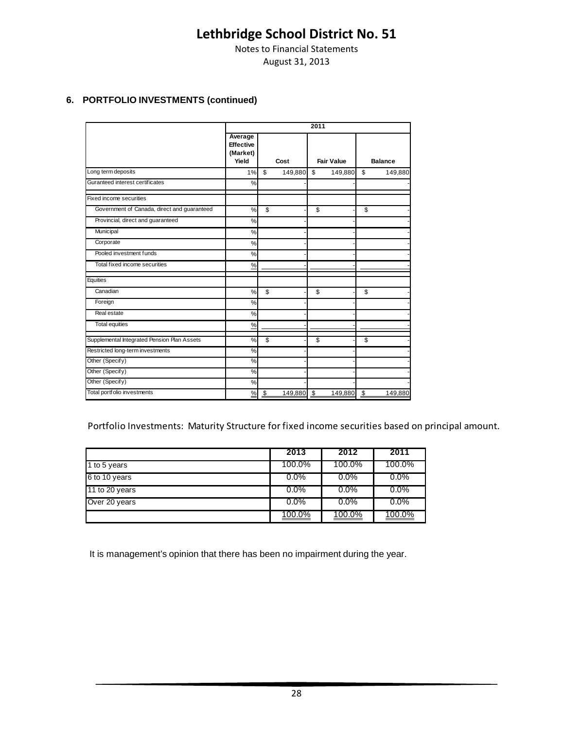# Lethbridge School District No. 51

Notes to Financial Statements

August 31, 2013

## 6. PORTFOLIO INVESTMENTS (continued)

| | 2011 | | | |
|---|---|---|---|---|
| | Average Effective (Market) Yield | Cost | Fair Value | Balance |
| Long term deposits | 1% | $ 149,880 | $ 149,880 | $ 149,880 |
| Guranteed interest certificates | % | - | | - |
| Fixed income securities | | | | |
| Government of Canada, direct and guaranteed | % | $ - | $ - | $ - |
| Provincial, direct and guaranteed | % | - | - | - |
| Municipal | % | - | - | - |
| Corporate | % | - | - | - |
| Pooled investment funds | % | - | - | - |
| Total fixed income securities | % | - | - | - |
| Equities | | | | |
| Canadian | % | $ - | $ - | $ - |
| Foreign | % | - | - | - |
| Real estate | % | - | - | - |
| Total equities | % | - | - | - |
| Supplemental Integrated Pension Plan Assets | % | $ - | $ - | $ - |
| Restricted long-term investments | % | - | - | - |
| Other (Specify) | % | - | - | - |
| Other (Specify) | % | - | - | - |
| Other (Specify) | % | - | - | - |
| Total portfolio investments | % | $ 149,880 | $ 149,880 | $ 149,880 |

Portfolio Investments: Maturity Structure for fixed income securities based on principal amount.

| | 2013 | 2012 | 2011 |
|---|---|---|---|
| 1 to 5 years | 100.0% | 100.0% | 100.0% |
| 6 to 10 years | 0.0% | 0.0% | 0.0% |
| 11 to 20 years | 0.0% | 0.0% | 0.0% |
| Over 20 years | 0.0% | 0.0% | 0.0% |
| | 100.0% | 100.0% | 100.0% |

It is management's opinion that there has been no impairment during the year.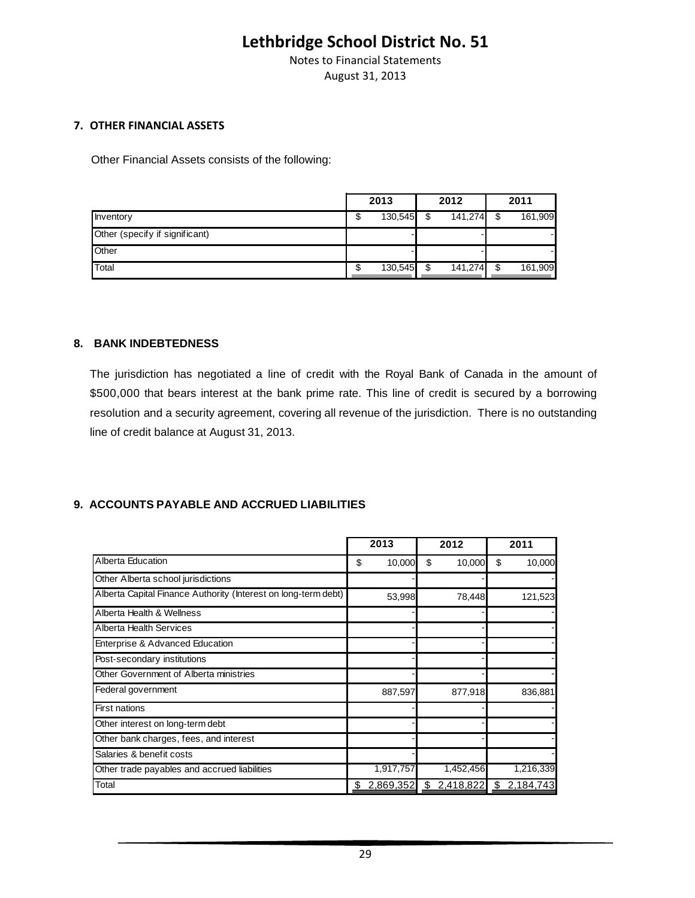# Lethbridge School District No. 51

Notes to Financial Statements

August 31, 2013

## 7. OTHER FINANCIAL ASSETS

Other Financial Assets consists of the following:

| | 2013 | 2012 | 2011 |
|---|---|---|---|
| Inventory | $ 130,545 | $ 141,274 | $ 161,909 |
| Other (specify if significant) | - | - | - |
| Other | - | - | - |
| Total | $ 130,545 | $ 141,274 | $ 161,909 |

## 8. BANK INDEBTEDNESS

The jurisdiction has negotiated a line of credit with the Royal Bank of Canada in the amount of $500,000 that bears interest at the bank prime rate. This line of credit is secured by a borrowing resolution and a security agreement, covering all revenue of the jurisdiction. There is no outstanding line of credit balance at August 31, 2013.

## 9. ACCOUNTS PAYABLE AND ACCRUED LIABILITIES

| | 2013 | 2012 | 2011 |
|---|---|---|---|
| Alberta Education | $ 10,000 | $ 10,000 | $ 10,000 |
| Other Alberta school jurisdictions | - | - | - |
| Alberta Capital Finance Authority (Interest on long-term debt) | 53,998 | 78,448 | 121,523 |
| Alberta Health & Wellness | - | - | - |
| Alberta Health Services | - | - | - |
| Enterprise & Advanced Education | - | - | - |
| Post-secondary institutions | - | - | - |
| Other Government of Alberta ministries | - | - | - |
| Federal government | 887,597 | 877,918 | 836,881 |
| First nations | - | - | - |
| Other interest on long-term debt | - | - | - |
| Other bank charges, fees, and interest | - | - | - |
| Salaries & benefit costs | - | | - |
| Other trade payables and accrued liabilities | 1,917,757 | 1,452,456 | 1,216,339 |
| Total | $ 2,869,352 | $ 2,418,822 | $ 2,184,743 |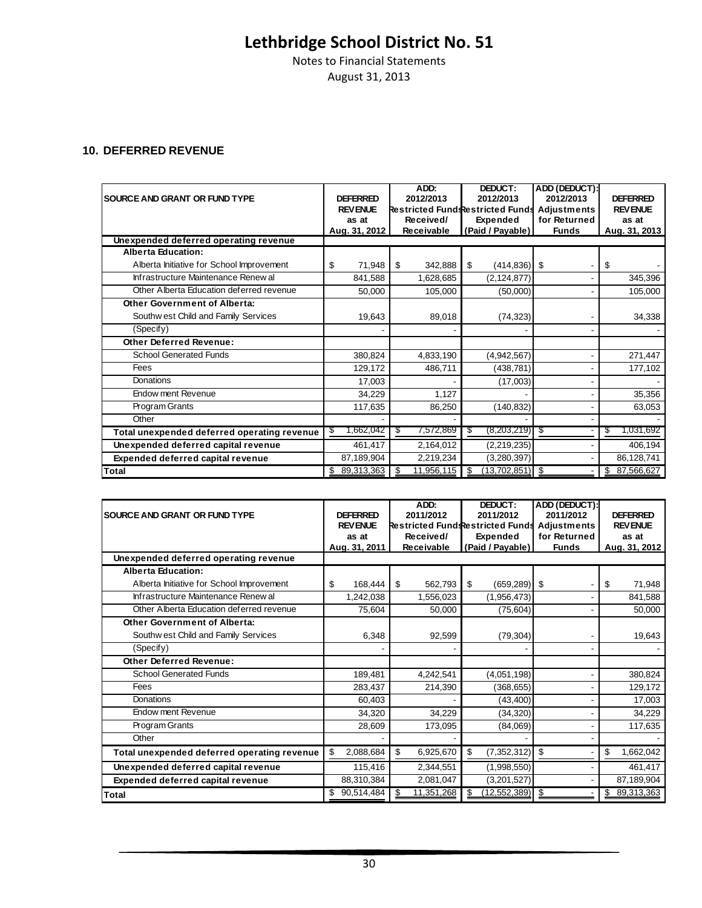# Lethbridge School District No. 51

Notes to Financial Statements
August 31, 2013

## 10. DEFERRED REVENUE

| SOURCE AND GRANT OR FUND TYPE | DEFERRED REVENUE as at Aug. 31, 2012 | ADD: 2012/2013 Restricted Funds Received/ Receivable | DEDUCT: 2012/2013 Restricted Funds Expended (Paid / Payable) | ADD (DEDUCT): 2012/2013 Adjustments for Returned Funds | DEFERRED REVENUE as at Aug. 31, 2013 |
|---|---|---|---|---|---|
| **Unexpended deferred operating revenue** | | | | | |
| **Alberta Education:** | | | | | |
| Alberta Initiative for School Improvement | $ 71,948 | $ 342,888 | $ (414,836) | $ - | $ - |
| Infrastructure Maintenance Renewal | 841,588 | 1,628,685 | (2,124,877) | - | 345,396 |
| Other Alberta Education deferred revenue | 50,000 | 105,000 | (50,000) | - | 105,000 |
| **Other Government of Alberta:** | | | | | |
| Southwest Child and Family Services | 19,643 | 89,018 | (74,323) | - | 34,338 |
| (Specify) | - | - | - | - | - |
| **Other Deferred Revenue:** | | | | | |
| School Generated Funds | 380,824 | 4,833,190 | (4,942,567) | - | 271,447 |
| Fees | 129,172 | 486,711 | (438,781) | - | 177,102 |
| Donations | 17,003 | - | (17,003) | - | - |
| Endowment Revenue | 34,229 | 1,127 | - | - | 35,356 |
| Program Grants | 117,635 | 86,250 | (140,832) | - | 63,053 |
| Other | - | - | - | - | - |
| **Total unexpended deferred operating revenue** | $ 1,662,042 | $ 7,572,869 | $ (8,203,219) | $ - | $ 1,031,692 |
| **Unexpended deferred capital revenue** | 461,417 | 2,164,012 | (2,219,235) | - | 406,194 |
| **Expended deferred capital revenue** | 87,189,904 | 2,219,234 | (3,280,397) | - | 86,128,741 |
| **Total** | $ 89,313,363 | $ 11,956,115 | $ (13,702,851) | $ - | $ 87,566,627 |

| SOURCE AND GRANT OR FUND TYPE | DEFERRED REVENUE as at Aug. 31, 2011 | ADD: 2011/2012 Restricted Funds Received/ Receivable | DEDUCT: 2011/2012 Restricted Funds Expended (Paid / Payable) | ADD (DEDUCT): 2011/2012 Adjustments for Returned Funds | DEFERRED REVENUE as at Aug. 31, 2012 |
|---|---|---|---|---|---|
| **Unexpended deferred operating revenue** | | | | | |
| **Alberta Education:** | | | | | |
| Alberta Initiative for School Improvement | $ 168,444 | $ 562,793 | $ (659,289) | $ - | $ 71,948 |
| Infrastructure Maintenance Renewal | 1,242,038 | 1,556,023 | (1,956,473) | - | 841,588 |
| Other Alberta Education deferred revenue | 75,604 | 50,000 | (75,604) | - | 50,000 |
| **Other Government of Alberta:** | | | | | |
| Southwest Child and Family Services | 6,348 | 92,599 | (79,304) | - | 19,643 |
| (Specify) | - | - | - | - | - |
| **Other Deferred Revenue:** | | | | | |
| School Generated Funds | 189,481 | 4,242,541 | (4,051,198) | - | 380,824 |
| Fees | 283,437 | 214,390 | (368,655) | - | 129,172 |
| Donations | 60,403 | - | (43,400) | - | 17,003 |
| Endowment Revenue | 34,320 | 34,229 | (34,320) | - | 34,229 |
| Program Grants | 28,609 | 173,095 | (84,069) | - | 117,635 |
| Other | - | - | - | - | - |
| **Total unexpended deferred operating revenue** | $ 2,088,684 | $ 6,925,670 | $ (7,352,312) | $ - | $ 1,662,042 |
| **Unexpended deferred capital revenue** | 115,416 | 2,344,551 | (1,998,550) | - | 461,417 |
| **Expended deferred capital revenue** | 88,310,384 | 2,081,047 | (3,201,527) | - | 87,189,904 |
| **Total** | $ 90,514,484 | $ 11,351,268 | $ (12,552,389) | $ - | $ 89,313,363 |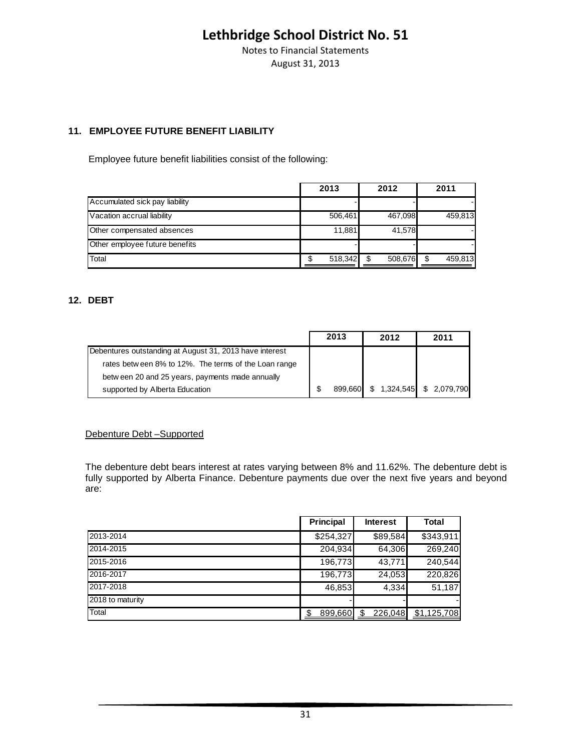# Lethbridge School District No. 51

Notes to Financial Statements

August 31, 2013

## 11. EMPLOYEE FUTURE BENEFIT LIABILITY

Employee future benefit liabilities consist of the following:

| | 2013 | 2012 | 2011 |
|---|---|---|---|
| Accumulated sick pay liability | - | - | - |
| Vacation accrual liability | 506,461 | 467,098 | 459,813 |
| Other compensated absences | 11,881 | 41,578 | - |
| Other employee future benefits | - | - | - |
| Total | $ 518,342 | $ 508,676 | $ 459,813 |

## 12. DEBT

| | 2013 | 2012 | 2011 |
|---|---|---|---|
| Debentures outstanding at August 31, 2013 have interest rates between 8% to 12%. The terms of the Loan range between 20 and 25 years, payments made annually supported by Alberta Education | $ 899,660 | $ 1,324,545 | $ 2,079,790 |

Debenture Debt –Supported

The debenture debt bears interest at rates varying between 8% and 11.62%. The debenture debt is fully supported by Alberta Finance. Debenture payments due over the next five years and beyond are:

| | Principal | Interest | Total |
|---|---|---|---|
| 2013-2014 | $254,327 | $89,584 | $343,911 |
| 2014-2015 | 204,934 | 64,306 | 269,240 |
| 2015-2016 | 196,773 | 43,771 | 240,544 |
| 2016-2017 | 196,773 | 24,053 | 220,826 |
| 2017-2018 | 46,853 | 4,334 | 51,187 |
| 2018 to maturity | - | - | - |
| Total | $ 899,660 | $ 226,048 | $1,125,708 |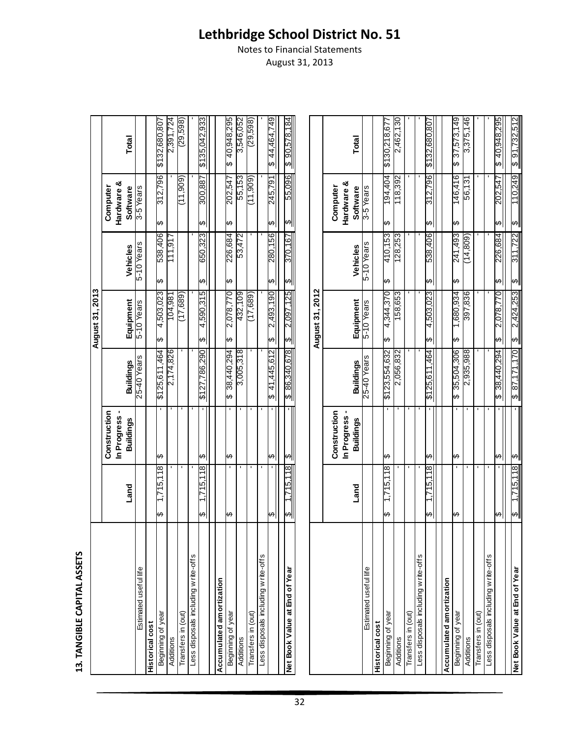# Lethbridge School District No. 51

Notes to Financial Statements
August 31, 2013

## 13. TANGIBLE CAPITAL ASSETS

**August 31, 2013**

| | Land | Construction In Progress - Buildings | Buildings | Equipment | Vehicles | Computer Hardware & Software | Total |
|---|---|---|---|---|---|---|---|
| Estimated useful life | | | 25-40 Years | 5-10 Years | 5-10 Years | 3-5 Years | |
| **Historical cost** | | | | | | | |
| Beginning of year | $ 1,715,118 | $ - | $125,611,464 | $ 4,503,023 | $ 538,406 | $ 312,796 | $132,680,807 |
| Additions | - | - | 2,174,826 | 104,981 | 111,917 | - | 2,391,724 |
| Transfers in (out) | - | - | - | (17,689) | | (11,909) | (29,598) |
| Less disposals including write-offs | - | - | - | - | - | - | - |
| | $ 1,715,118 | $ - | $127,786,290 | $ 4,590,315 | $ 650,323 | $ 300,887 | $135,042,933 |
| **Accumulated amortization** | | | | | | | |
| Beginning of year | $ - | $ - | $ 38,440,294 | $ 2,078,770 | $ 226,684 | $ 202,547 | $ 40,948,295 |
| Additions | - | - | 3,005,318 | 432,109 | 53,472 | 55,153 | 3,546,052 |
| Transfers in (out) | - | - | - | (17,689) | - | (11,909) | (29,598) |
| Less disposals including write-offs | - | - | - | - | - | - | - |
| | $ - | $ - | $ 41,445,612 | $ 2,493,190 | $ 280,156 | $ 245,791 | $ 44,464,749 |
| **Net Book Value at End of Year** | $ 1,715,118 | $ - | $ 86,340,678 | $ 2,097,125 | $ 370,167 | $ 55,096 | $ 90,578,184 |

**August 31, 2012**

| | Land | Construction In Progress - Buildings | Buildings | Equipment | Vehicles | Computer Hardware & Software | Total |
|---|---|---|---|---|---|---|---|
| Estimated useful life | | | 25-40 Years | 5-10 Years | 5-10 Years | 3-5 Years | |
| **Historical cost** | | | | | | | |
| Beginning of year | $ 1,715,118 | $ - | $123,554,632 | $ 4,344,370 | $ 410,153 | $ 194,404 | $130,218,677 |
| Additions | - | - | 2,056,832 | 158,653 | 128,253 | 118,392 | 2,462,130 |
| Transfers in (out) | - | - | - | - | - | - | - |
| Less disposals including write-offs | - | - | - | - | - | - | - |
| | $ 1,715,118 | $ - | $125,611,464 | $ 4,503,023 | $ 538,406 | $ 312,796 | $132,680,807 |
| **Accumulated amortization** | | | | | | | |
| Beginning of year | $ - | $ - | $ 35,504,306 | $ 1,680,934 | $ 241,493 | $ 146,416 | $ 37,573,149 |
| Additions | - | - | 2,935,988 | 397,836 | (14,809) | 56,131 | 3,375,146 |
| Transfers in (out) | - | - | - | - | - | - | - |
| Less disposals including write-offs | - | - | - | - | - | - | - |
| | $ - | $ - | $ 38,440,294 | $ 2,078,770 | $ 226,684 | $ 202,547 | $ 40,948,295 |
| **Net Book Value at End of Year** | $ 1,715,118 | $ - | $ 87,171,170 | $ 2,424,253 | $ 311,722 | $ 110,249 | $ 91,732,512 |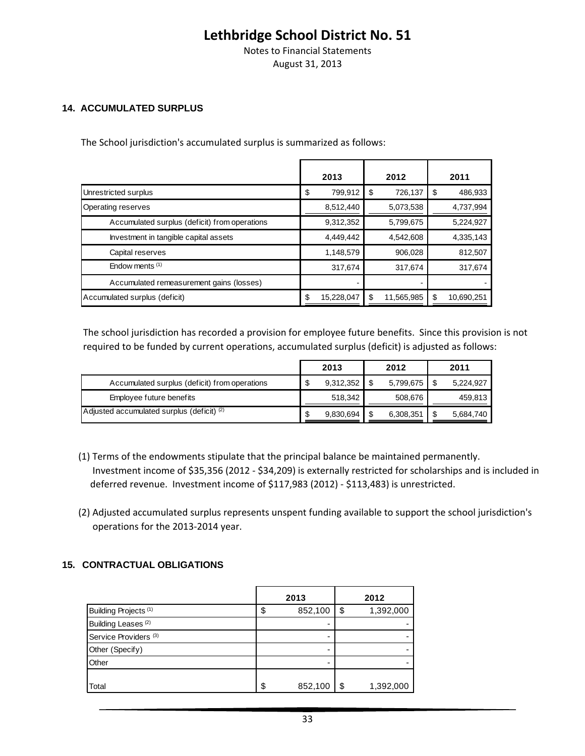# Lethbridge School District No. 51

Notes to Financial Statements

August 31, 2013

## 14. ACCUMULATED SURPLUS

The School jurisdiction's accumulated surplus is summarized as follows:

| | 2013 | 2012 | 2011 |
|---|---|---|---|
| Unrestricted surplus | $ 799,912 | $ 726,137 | $ 486,933 |
| Operating reserves | 8,512,440 | 5,073,538 | 4,737,994 |
| Accumulated surplus (deficit) from operations | 9,312,352 | 5,799,675 | 5,224,927 |
| Investment in tangible capital assets | 4,449,442 | 4,542,608 | 4,335,143 |
| Capital reserves | 1,148,579 | 906,028 | 812,507 |
| Endowments [(1)] | 317,674 | 317,674 | 317,674 |
| Accumulated remeasurement gains (losses) | - | - | - |
| Accumulated surplus (deficit) | $ 15,228,047 | $ 11,565,985 | $ 10,690,251 |

The school jurisdiction has recorded a provision for employee future benefits. Since this provision is not required to be funded by current operations, accumulated surplus (deficit) is adjusted as follows:

| | 2013 | 2012 | 2011 |
|---|---|---|---|
| Accumulated surplus (deficit) from operations | $ 9,312,352 | $ 5,799,675 | $ 5,224,927 |
| Employee future benefits | 518,342 | 508,676 | 459,813 |
| Adjusted accumulated surplus (deficit) [(2)] | $ 9,830,694 | $ 6,308,351 | $ 5,684,740 |

(1) Terms of the endowments stipulate that the principal balance be maintained permanently. Investment income of $35,356 (2012 - $34,209) is externally restricted for scholarships and is included in deferred revenue. Investment income of $117,983 (2012) - $113,483) is unrestricted.

(2) Adjusted accumulated surplus represents unspent funding available to support the school jurisdiction's operations for the 2013-2014 year.

## 15. CONTRACTUAL OBLIGATIONS

| | 2013 | 2012 |
|---|---|---|
| Building Projects [(1)] | $ 852,100 | $ 1,392,000 |
| Building Leases [(2)] | - | - |
| Service Providers [(3)] | - | - |
| Other (Specify) | - | - |
| Other | - | - |
| Total | $ 852,100 | $ 1,392,000 |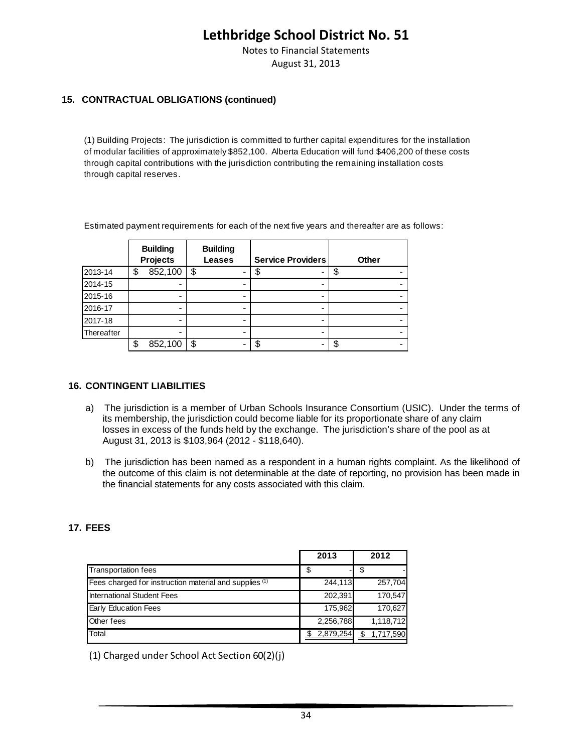# Lethbridge School District No. 51

Notes to Financial Statements

August 31, 2013

## 15. CONTRACTUAL OBLIGATIONS (continued)

(1) Building Projects: The jurisdiction is committed to further capital expenditures for the installation of modular facilities of approximately $852,100. Alberta Education will fund $406,200 of these costs through capital contributions with the jurisdiction contributing the remaining installation costs through capital reserves.

Estimated payment requirements for each of the next five years and thereafter are as follows:

| | Building Projects | Building Leases | Service Providers | Other |
|---|---|---|---|---|
| 2013-14 | $ 852,100 | $ - | $ - | $ - |
| 2014-15 | - | - | - | - |
| 2015-16 | - | - | - | - |
| 2016-17 | - | - | - | - |
| 2017-18 | - | - | - | - |
| Thereafter | - | - | - | - |
| | $ 852,100 | $ - | $ - | $ - |

## 16. CONTINGENT LIABILITIES

a) The jurisdiction is a member of Urban Schools Insurance Consortium (USIC). Under the terms of its membership, the jurisdiction could become liable for its proportionate share of any claim losses in excess of the funds held by the exchange. The jurisdiction's share of the pool as at August 31, 2013 is $103,964 (2012 - $118,640).

b) The jurisdiction has been named as a respondent in a human rights complaint. As the likelihood of the outcome of this claim is not determinable at the date of reporting, no provision has been made in the financial statements for any costs associated with this claim.

## 17. FEES

| | 2013 | 2012 |
|---|---|---|
| Transportation fees | $ - | $ - |
| Fees charged for instruction material and supplies (1) | 244,113 | 257,704 |
| International Student Fees | 202,391 | 170,547 |
| Early Education Fees | 175,962 | 170,627 |
| Other fees | 2,256,788 | 1,118,712 |
| Total | $ 2,879,254 | $ 1,717,590 |

(1) Charged under School Act Section 60(2)(j)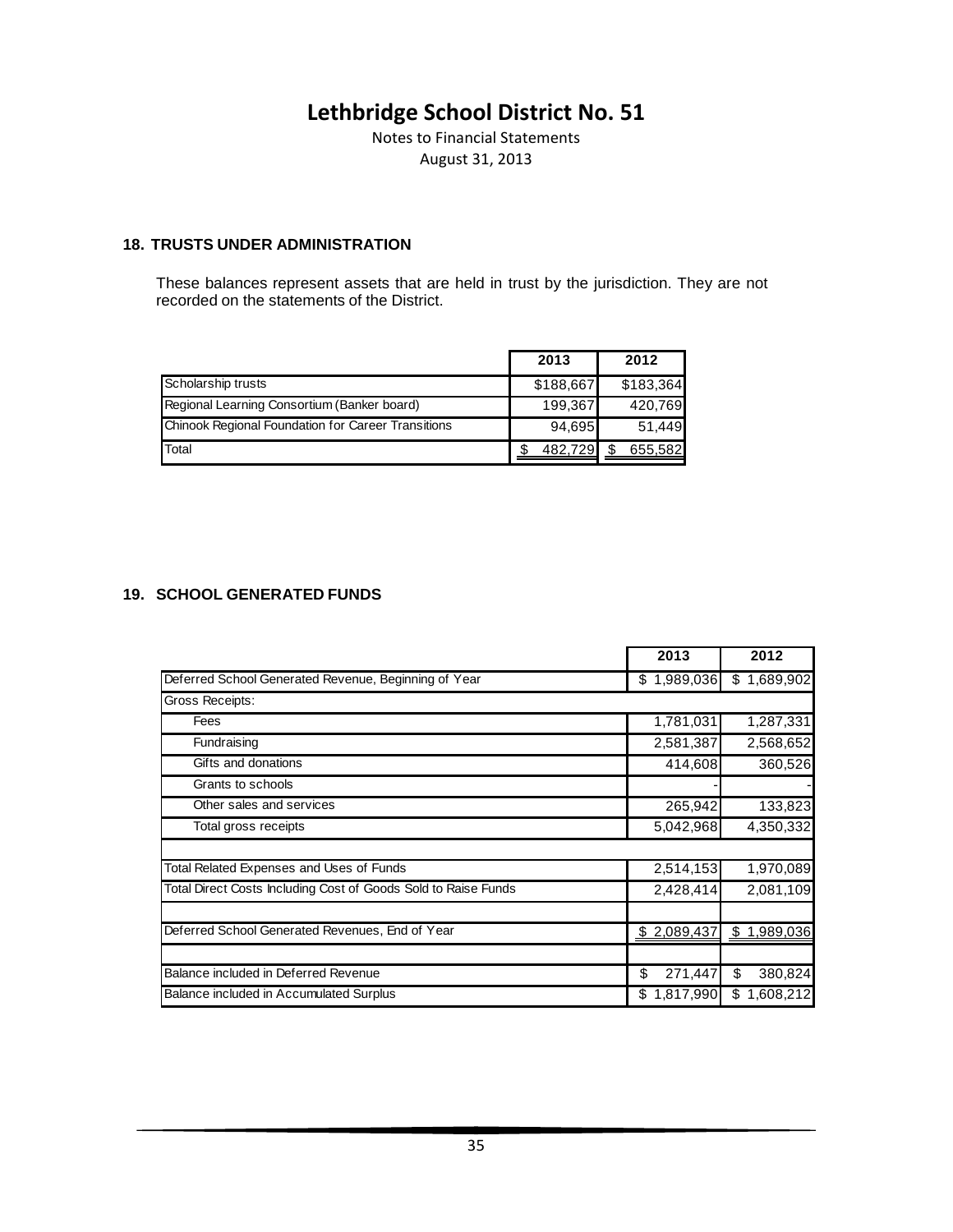# Lethbridge School District No. 51

Notes to Financial Statements
August 31, 2013

## 18. TRUSTS UNDER ADMINISTRATION

These balances represent assets that are held in trust by the jurisdiction. They are not recorded on the statements of the District.

| | 2013 | 2012 |
|---|---|---|
| Scholarship trusts | $188,667 | $183,364 |
| Regional Learning Consortium (Banker board) | 199,367 | 420,769 |
| Chinook Regional Foundation for Career Transitions | 94,695 | 51,449 |
| Total | $ 482,729 | $ 655,582 |

## 19. SCHOOL GENERATED FUNDS

| | 2013 | 2012 |
|---|---|---|
| Deferred School Generated Revenue, Beginning of Year | $ 1,989,036 | $ 1,689,902 |
| Gross Receipts: | | |
| Fees | 1,781,031 | 1,287,331 |
| Fundraising | 2,581,387 | 2,568,652 |
| Gifts and donations | 414,608 | 360,526 |
| Grants to schools | - | - |
| Other sales and services | 265,942 | 133,823 |
| Total gross receipts | 5,042,968 | 4,350,332 |
| | | |
| Total Related Expenses and Uses of Funds | 2,514,153 | 1,970,089 |
| Total Direct Costs Including Cost of Goods Sold to Raise Funds | 2,428,414 | 2,081,109 |
| | | |
| Deferred School Generated Revenues, End of Year | $ 2,089,437 | $ 1,989,036 |
| | | |
| Balance included in Deferred Revenue | $ 271,447 | $ 380,824 |
| Balance included in Accumulated Surplus | $ 1,817,990 | $ 1,608,212 |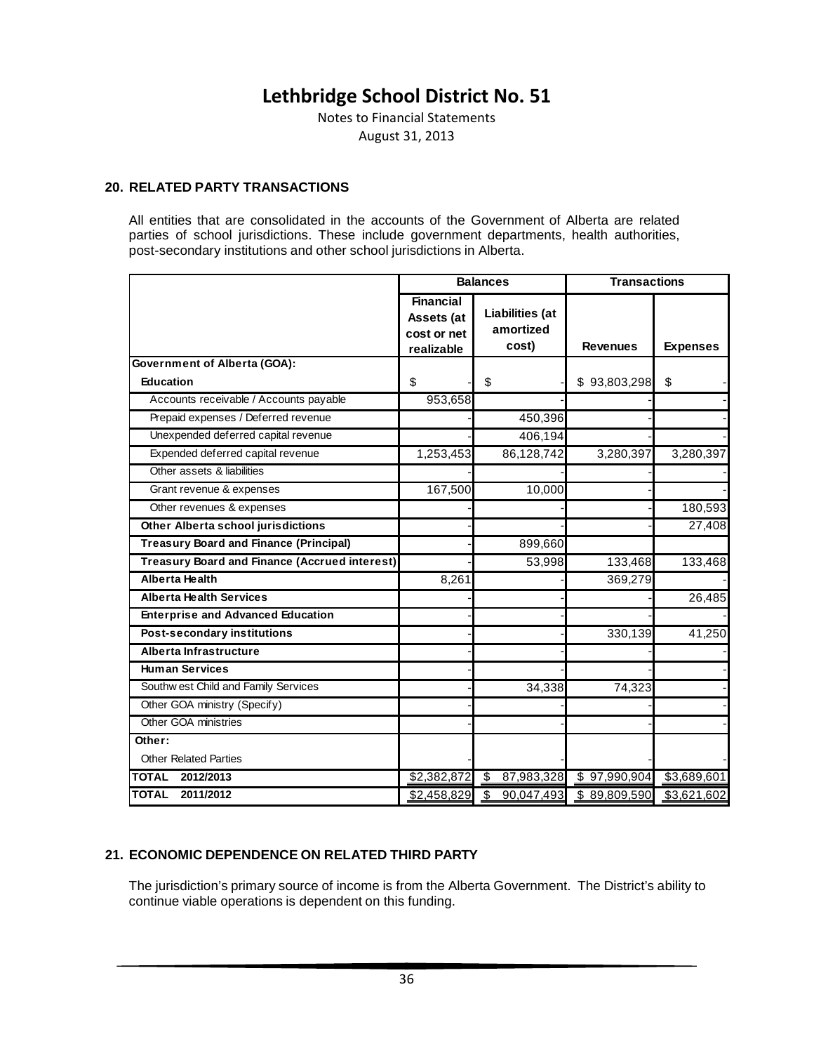# Lethbridge School District No. 51

Notes to Financial Statements

August 31, 2013

## 20. RELATED PARTY TRANSACTIONS

All entities that are consolidated in the accounts of the Government of Alberta are related parties of school jurisdictions. These include government departments, health authorities, post-secondary institutions and other school jurisdictions in Alberta.

| | Balances | | Transactions | |
|---|---|---|---|---|
| | Financial Assets (at cost or net realizable | Liabilities (at amortized cost) | Revenues | Expenses |
| **Government of Alberta (GOA):** | | | | |
| **Education** | $ - | $ - | $ 93,803,298 | $ - |
| Accounts receivable / Accounts payable | 953,658 | - | - | - |
| Prepaid expenses / Deferred revenue | - | 450,396 | - | - |
| Unexpended deferred capital revenue | - | 406,194 | - | - |
| Expended deferred capital revenue | 1,253,453 | 86,128,742 | 3,280,397 | 3,280,397 |
| Other assets & liabilities | | | - | |
| Grant revenue & expenses | 167,500 | 10,000 | - | - |
| Other revenues & expenses | - | - | - | 180,593 |
| **Other Alberta school jurisdictions** | - | - | - | 27,408 |
| **Treasury Board and Finance (Principal)** | - | 899,660 | | |
| **Treasury Board and Finance (Accrued interest)** | - | 53,998 | 133,468 | 133,468 |
| **Alberta Health** | 8,261 | - | 369,279 | - |
| **Alberta Health Services** | - | - | - | 26,485 |
| **Enterprise and Advanced Education** | - | - | - | - |
| **Post-secondary institutions** | - | - | 330,139 | 41,250 |
| **Alberta Infrastructure** | - | - | - | - |
| **Human Services** | - | - | - | - |
| Southwest Child and Family Services | - | 34,338 | 74,323 | - |
| Other GOA ministry (Specify) | - | - | - | - |
| Other GOA ministries | - | - | - | - |
| **Other:** | | | | |
| Other Related Parties | - | - | - | - |
| **TOTAL 2012/2013** | $2,382,872 | $ 87,983,328 | $ 97,990,904 | $3,689,601 |
| **TOTAL 2011/2012** | $2,458,829 | $ 90,047,493 | $ 89,809,590 | $3,621,602 |

## 21. ECONOMIC DEPENDENCE ON RELATED THIRD PARTY

The jurisdiction's primary source of income is from the Alberta Government. The District's ability to continue viable operations is dependent on this funding.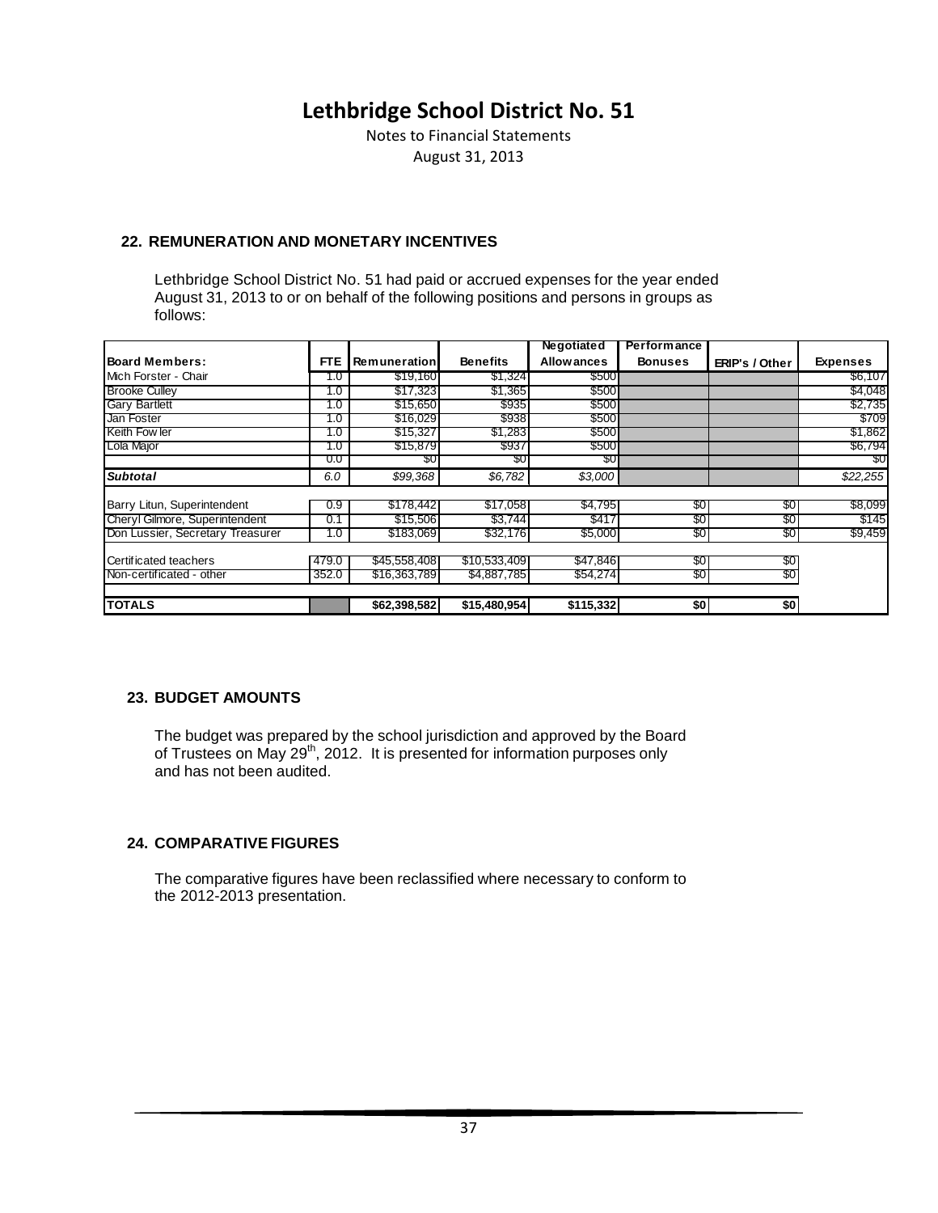# Lethbridge School District No. 51

Notes to Financial Statements

August 31, 2013

## 22. REMUNERATION AND MONETARY INCENTIVES

Lethbridge School District No. 51 had paid or accrued expenses for the year ended August 31, 2013 to or on behalf of the following positions and persons in groups as follows:

| Board Members: | FTE | Remuneration | Benefits | Negotiated Allowances | Performance Bonuses | ERIP's / Other | Expenses |
|---|---|---|---|---|---|---|---|
| Mich Forster - Chair | 1.0 | $19,160 | $1,324 | $500 | | | $6,107 |
| Brooke Culley | 1.0 | $17,323 | $1,365 | $500 | | | $4,048 |
| Gary Bartlett | 1.0 | $15,650 | $935 | $500 | | | $2,735 |
| Jan Foster | 1.0 | $16,029 | $938 | $500 | | | $709 |
| Keith Fowler | 1.0 | $15,327 | $1,283 | $500 | | | $1,862 |
| Lola Major | 1.0 | $15,879 | $937 | $500 | | | $6,794 |
| | 0.0 | $0 | $0 | $0 | | | $0 |
| ***Subtotal*** | *6.0* | *$99,368* | *$6,782* | *$3,000* | | | *$22,255* |
| Barry Litun, Superintendent | 0.9 | $178,442 | $17,058 | $4,795 | $0 | $0 | $8,099 |
| Cheryl Gilmore, Superintendent | 0.1 | $15,506 | $3,744 | $417 | $0 | $0 | $145 |
| Don Lussier, Secretary Treasurer | 1.0 | $183,069 | $32,176 | $5,000 | $0 | $0 | $9,459 |
| Certificated teachers | 479.0 | $45,558,408 | $10,533,409 | $47,846 | $0 | $0 | |
| Non-certificated - other | 352.0 | $16,363,789 | $4,887,785 | $54,274 | $0 | $0 | |
| **TOTALS** | | **$62,398,582** | **$15,480,954** | **$115,332** | **$0** | **$0** | |

## 23. BUDGET AMOUNTS

The budget was prepared by the school jurisdiction and approved by the Board of Trustees on May 29th, 2012. It is presented for information purposes only and has not been audited.

## 24. COMPARATIVE FIGURES

The comparative figures have been reclassified where necessary to conform to the 2012-2013 presentation.